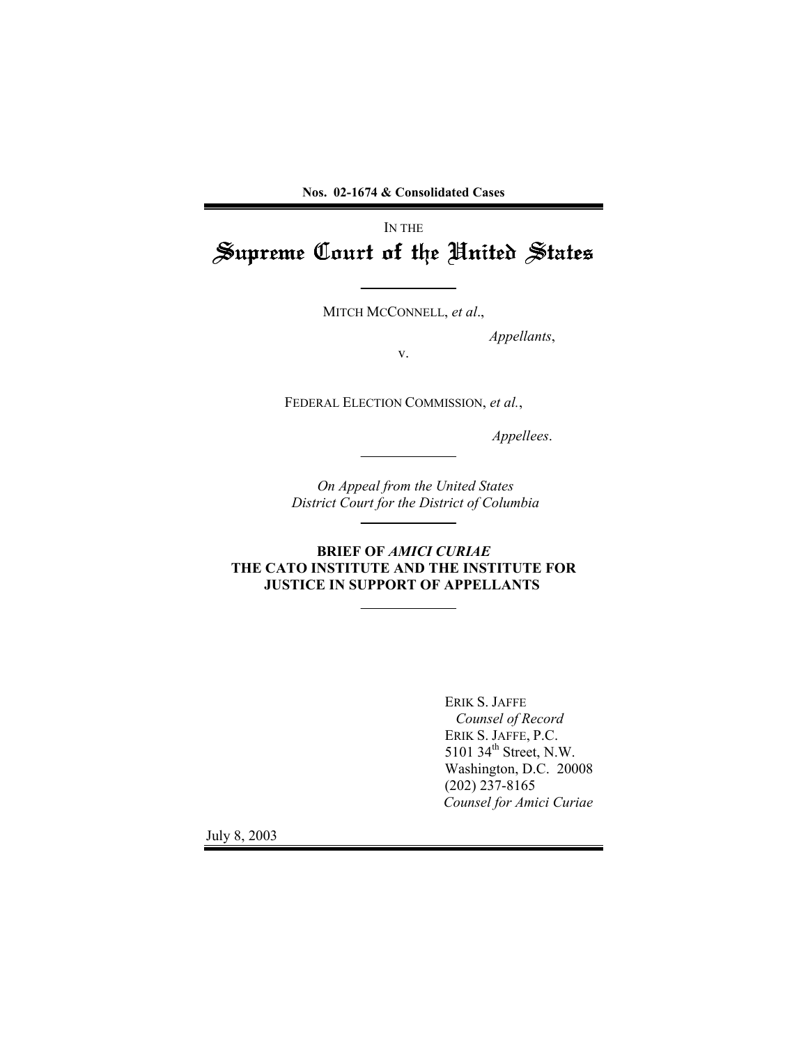**Nos. 02-1674 & Consolidated Cases**

IN THE

# Supreme Court of the United States

MITCH MCCONNELL, *et al*.,

*Appellants*,

v.

FEDERAL ELECTION COMMISSION, *et al.*,

*Appellees*.

*On Appeal from the United States District Court for the District of Columbia*

**BRIEF OF *AMICI CURIAE* THE CATO INSTITUTE AND THE INSTITUTE FOR JUSTICE IN SUPPORT OF APPELLANTS**

ERIK S. JAFFE
*Counsel of Record*
ERIK S. JAFFE, P.C.
5101 34th Street, N.W.
Washington, D.C. 20008
(202) 237-8165
*Counsel for Amici Curiae*

July 8, 2003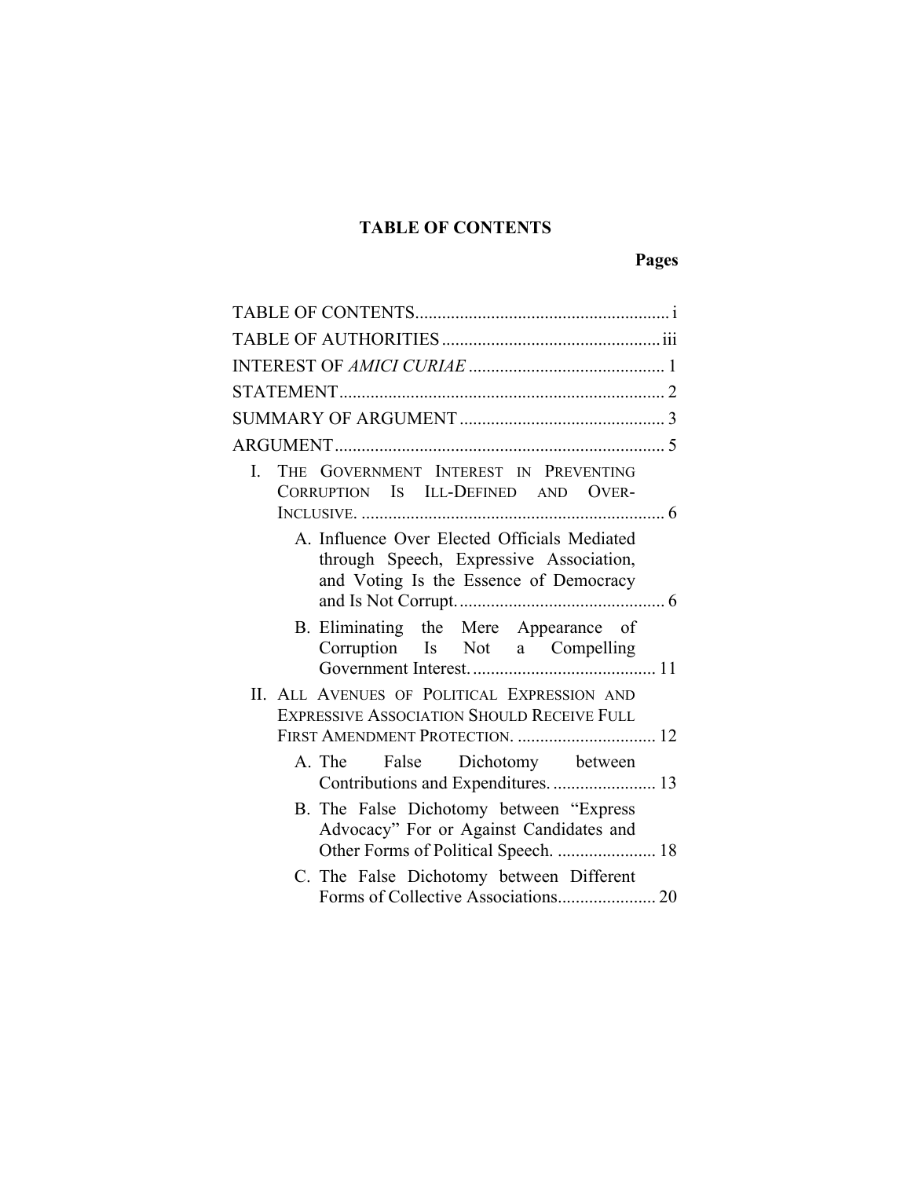# TABLE OF CONTENTS

**Pages**

TABLE OF CONTENTS ........................................................ i

TABLE OF AUTHORITIES ................................................ iii

INTEREST OF *AMICI CURIAE* ............................................ 1

STATEMENT ......................................................................... 2

SUMMARY OF ARGUMENT .............................................. 3

ARGUMENT .......................................................................... 5

- I. THE GOVERNMENT INTEREST IN PREVENTING CORRUPTION IS ILL-DEFINED AND OVER-INCLUSIVE. .................................................................... 6
  - A. Influence Over Elected Officials Mediated through Speech, Expressive Association, and Voting Is the Essence of Democracy and Is Not Corrupt. ............................................. 6
  - B. Eliminating the Mere Appearance of Corruption Is Not a Compelling Government Interest. ......................................... 11
- II. ALL AVENUES OF POLITICAL EXPRESSION AND EXPRESSIVE ASSOCIATION SHOULD RECEIVE FULL FIRST AMENDMENT PROTECTION. ............................... 12
  - A. The False Dichotomy between Contributions and Expenditures. ...................... 13
  - B. The False Dichotomy between "Express Advocacy" For or Against Candidates and Other Forms of Political Speech. ...................... 18
  - C. The False Dichotomy between Different Forms of Collective Associations...................... 20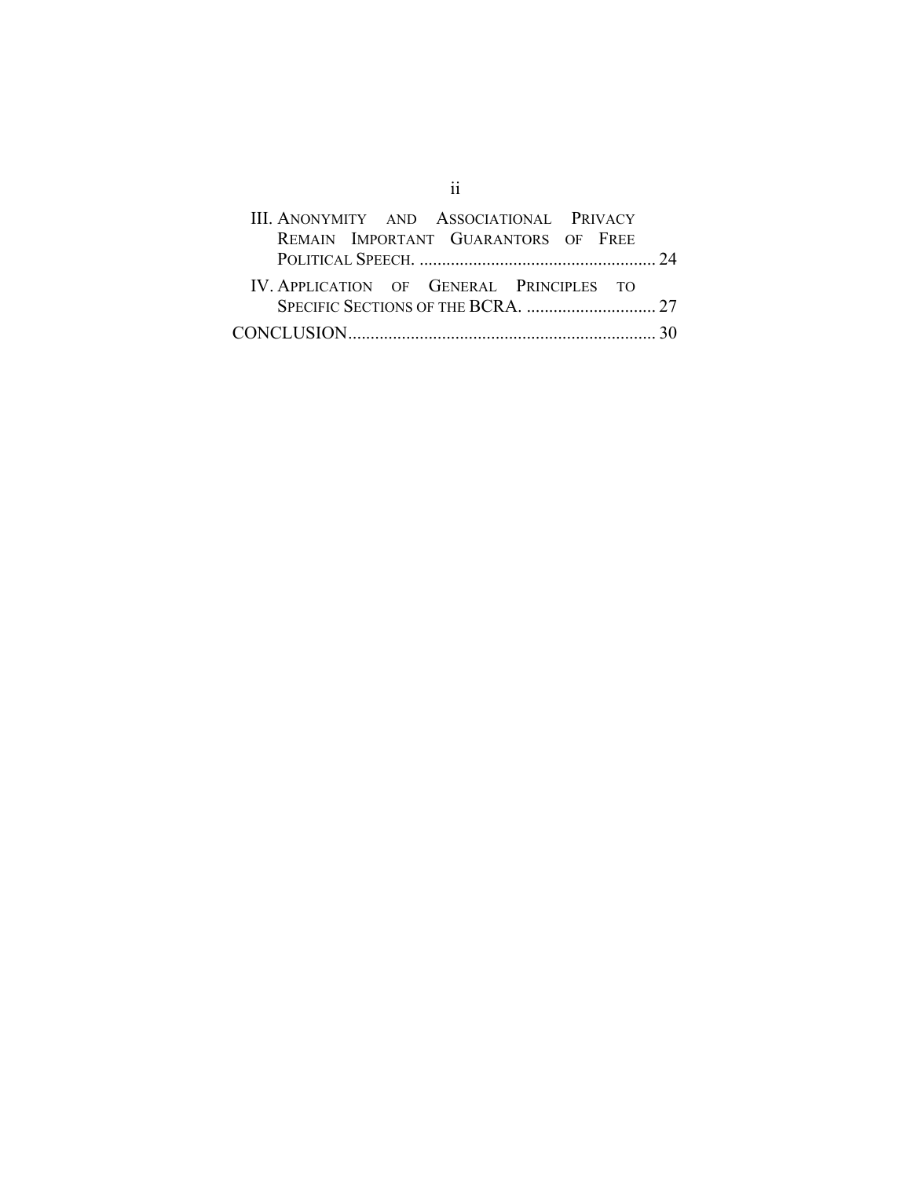III. Anonymity and Associational Privacy Remain Important Guarantors of Free Political Speech. ..................................................... 24

IV. Application of General Principles to Specific Sections of the BCRA. ............................. 27

CONCLUSION..................................................................... 30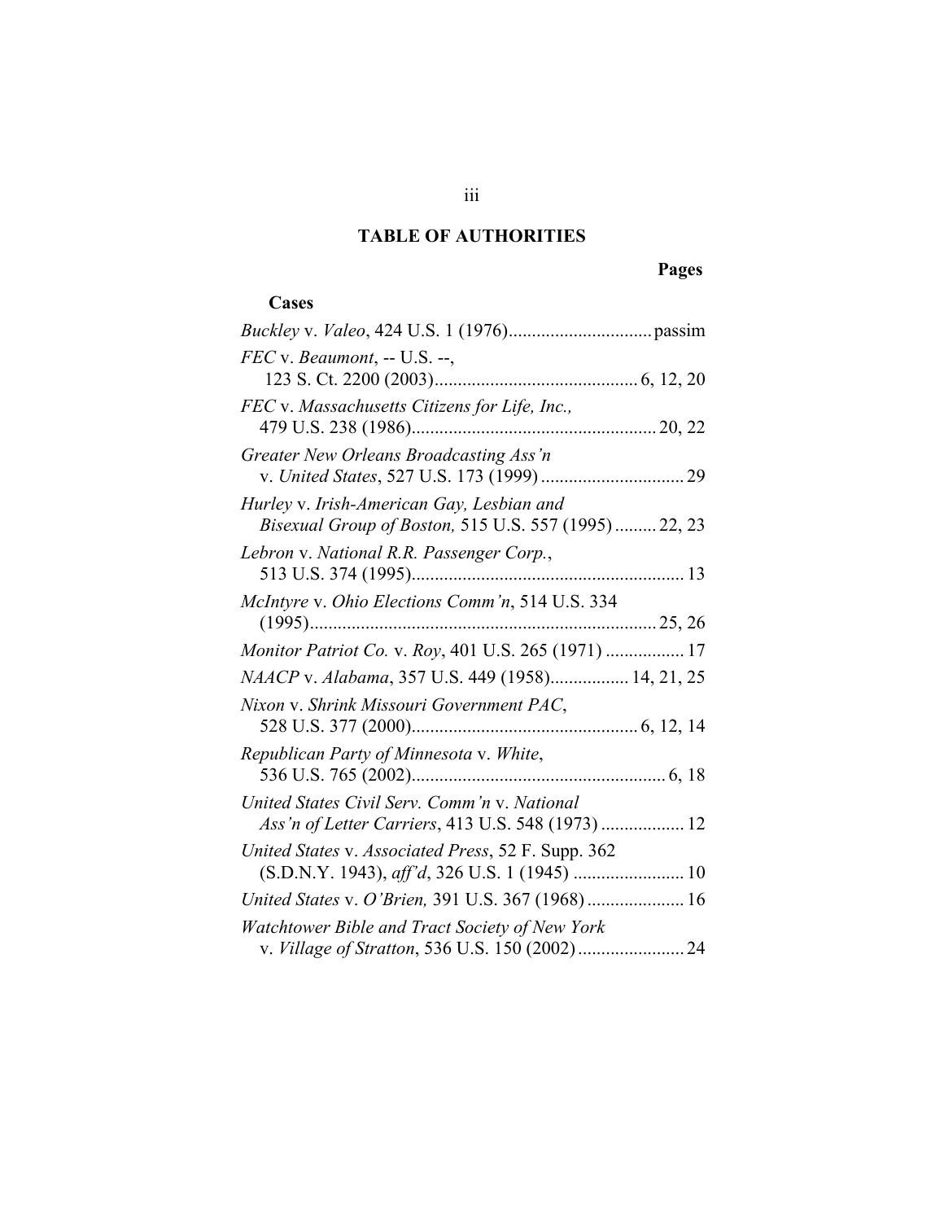# TABLE OF AUTHORITIES

**Pages**

**Cases**

*Buckley* v. *Valeo*, 424 U.S. 1 (1976)............................... passim

*FEC* v. *Beaumont*, -- U.S. --, 123 S. Ct. 2200 (2003)............................................ 6, 12, 20

*FEC* v. *Massachusetts Citizens for Life, Inc.,* 479 U.S. 238 (1986)..................................................... 20, 22

*Greater New Orleans Broadcasting Ass'n* v. *United States*, 527 U.S. 173 (1999) ............................... 29

*Hurley* v. *Irish-American Gay, Lesbian and Bisexual Group of Boston,* 515 U.S. 557 (1995) ......... 22, 23

*Lebron* v. *National R.R. Passenger Corp.*, 513 U.S. 374 (1995)........................................................... 13

*McIntyre* v. *Ohio Elections Comm'n*, 514 U.S. 334 (1995)........................................................................... 25, 26

*Monitor Patriot Co.* v. *Roy*, 401 U.S. 265 (1971) ................. 17

*NAACP* v. *Alabama*, 357 U.S. 449 (1958)................. 14, 21, 25

*Nixon* v. *Shrink Missouri Government PAC*, 528 U.S. 377 (2000)................................................. 6, 12, 14

*Republican Party of Minnesota* v. *White*, 536 U.S. 765 (2002)....................................................... 6, 18

*United States Civil Serv. Comm'n* v. *National Ass'n of Letter Carriers*, 413 U.S. 548 (1973) .................. 12

*United States* v. *Associated Press*, 52 F. Supp. 362 (S.D.N.Y. 1943), *aff'd*, 326 U.S. 1 (1945) ........................ 10

*United States* v. *O'Brien,* 391 U.S. 367 (1968) ..................... 16

*Watchtower Bible and Tract Society of New York* v. *Village of Stratton*, 536 U.S. 150 (2002) ....................... 24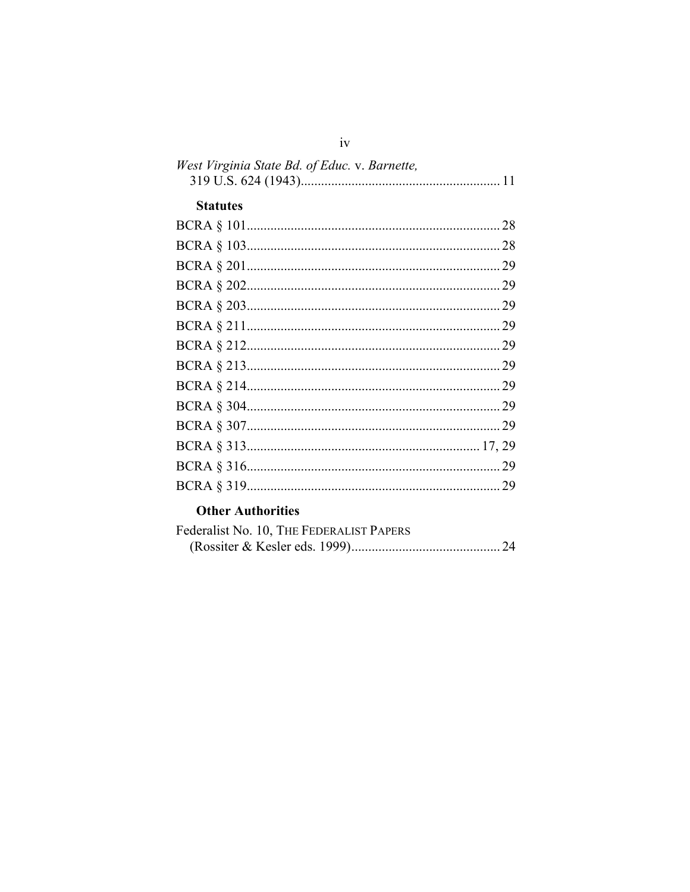*West Virginia State Bd. of Educ.* v. *Barnette*,
319 U.S. 624 (1943) .......................................................... 11

### Statutes

BCRA § 101 .......................................................................... 28
BCRA § 103 .......................................................................... 28
BCRA § 201 .......................................................................... 29
BCRA § 202 .......................................................................... 29
BCRA § 203 .......................................................................... 29
BCRA § 211 .......................................................................... 29
BCRA § 212 .......................................................................... 29
BCRA § 213 .......................................................................... 29
BCRA § 214 .......................................................................... 29
BCRA § 304 .......................................................................... 29
BCRA § 307 .......................................................................... 29
BCRA § 313 ..................................................................... 17, 29
BCRA § 316 .......................................................................... 29
BCRA § 319 .......................................................................... 29

### Other Authorities

Federalist No. 10, THE FEDERALIST PAPERS
(Rossiter & Kesler eds. 1999) ............................................ 24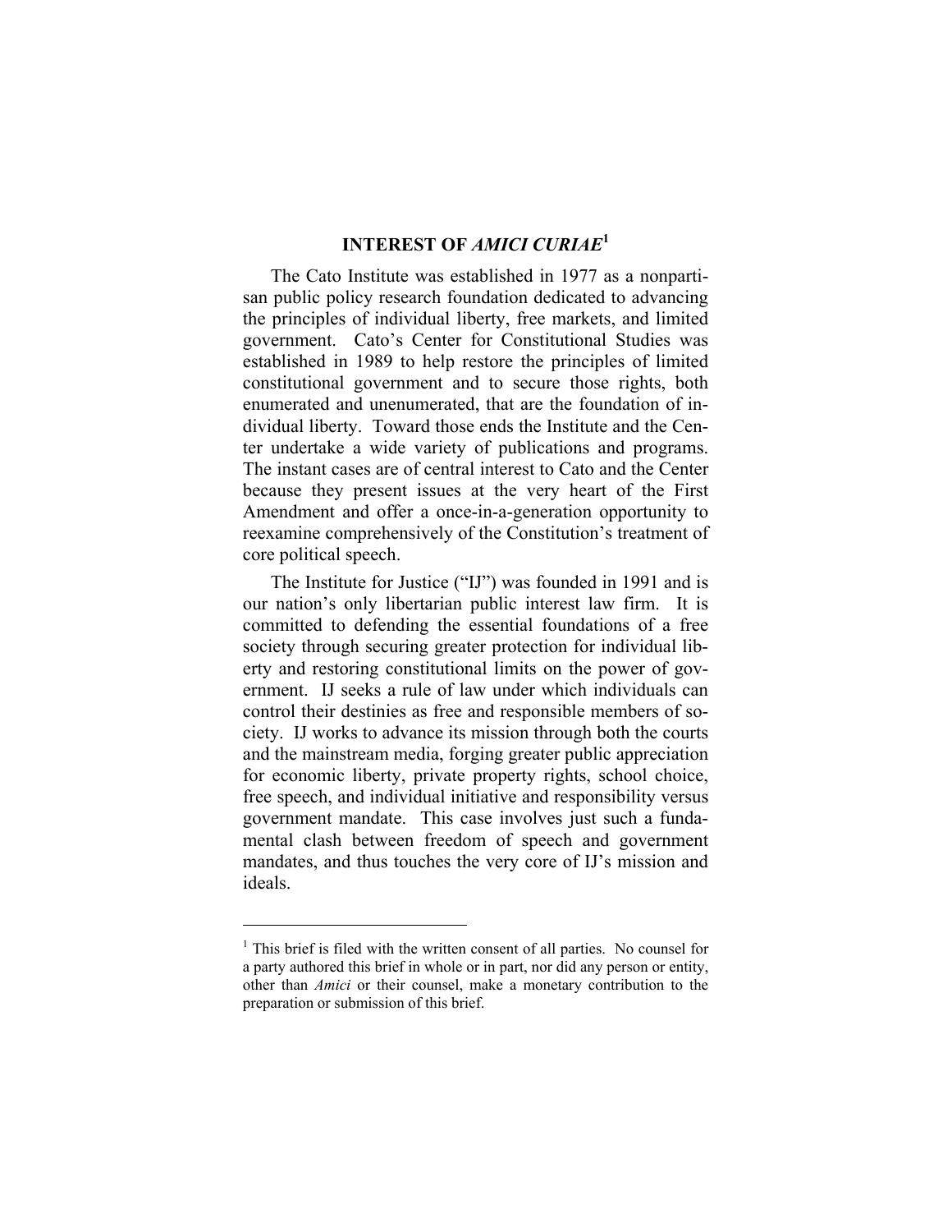## INTEREST OF *AMICI CURIAE*[1]

The Cato Institute was established in 1977 as a nonpartisan public policy research foundation dedicated to advancing the principles of individual liberty, free markets, and limited government. Cato's Center for Constitutional Studies was established in 1989 to help restore the principles of limited constitutional government and to secure those rights, both enumerated and unenumerated, that are the foundation of individual liberty. Toward those ends the Institute and the Center undertake a wide variety of publications and programs. The instant cases are of central interest to Cato and the Center because they present issues at the very heart of the First Amendment and offer a once-in-a-generation opportunity to reexamine comprehensively of the Constitution's treatment of core political speech.

The Institute for Justice ("IJ") was founded in 1991 and is our nation's only libertarian public interest law firm. It is committed to defending the essential foundations of a free society through securing greater protection for individual liberty and restoring constitutional limits on the power of government. IJ seeks a rule of law under which individuals can control their destinies as free and responsible members of society. IJ works to advance its mission through both the courts and the mainstream media, forging greater public appreciation for economic liberty, private property rights, school choice, free speech, and individual initiative and responsibility versus government mandate. This case involves just such a fundamental clash between freedom of speech and government mandates, and thus touches the very core of IJ's mission and ideals.

---

[1] This brief is filed with the written consent of all parties. No counsel for a party authored this brief in whole or in part, nor did any person or entity, other than *Amici* or their counsel, make a monetary contribution to the preparation or submission of this brief.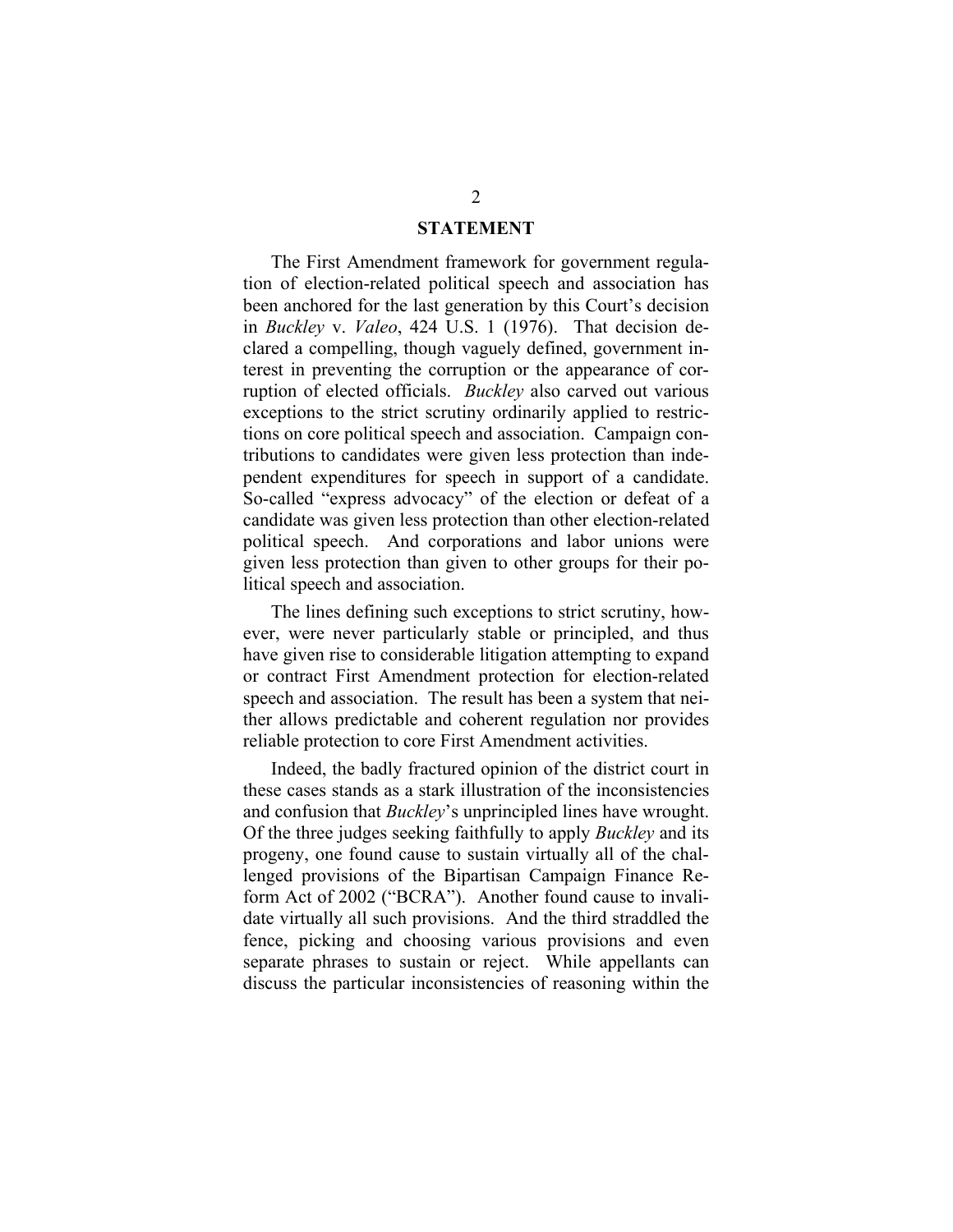## STATEMENT

The First Amendment framework for government regulation of election-related political speech and association has been anchored for the last generation by this Court's decision in *Buckley* v. *Valeo*, 424 U.S. 1 (1976). That decision declared a compelling, though vaguely defined, government interest in preventing the corruption or the appearance of corruption of elected officials. *Buckley* also carved out various exceptions to the strict scrutiny ordinarily applied to restrictions on core political speech and association. Campaign contributions to candidates were given less protection than independent expenditures for speech in support of a candidate. So-called "express advocacy" of the election or defeat of a candidate was given less protection than other election-related political speech. And corporations and labor unions were given less protection than given to other groups for their political speech and association.

The lines defining such exceptions to strict scrutiny, however, were never particularly stable or principled, and thus have given rise to considerable litigation attempting to expand or contract First Amendment protection for election-related speech and association. The result has been a system that neither allows predictable and coherent regulation nor provides reliable protection to core First Amendment activities.

Indeed, the badly fractured opinion of the district court in these cases stands as a stark illustration of the inconsistencies and confusion that *Buckley*'s unprincipled lines have wrought. Of the three judges seeking faithfully to apply *Buckley* and its progeny, one found cause to sustain virtually all of the challenged provisions of the Bipartisan Campaign Finance Reform Act of 2002 ("BCRA"). Another found cause to invalidate virtually all such provisions. And the third straddled the fence, picking and choosing various provisions and even separate phrases to sustain or reject. While appellants can discuss the particular inconsistencies of reasoning within the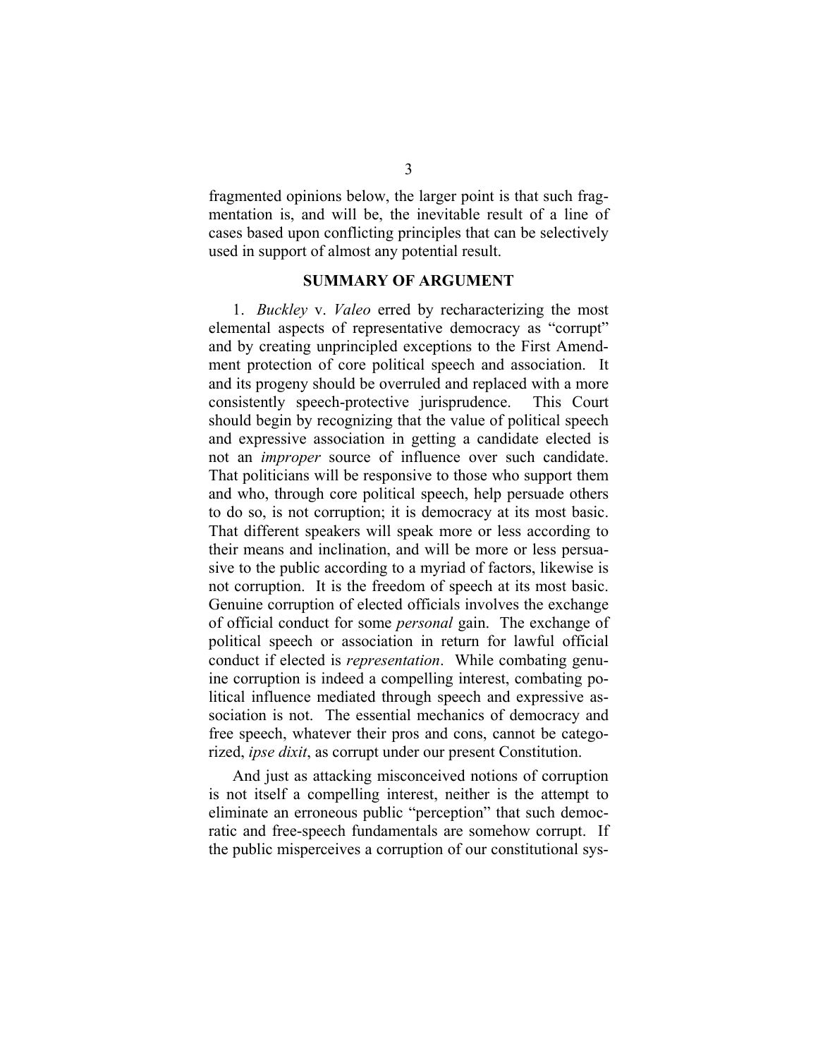fragmented opinions below, the larger point is that such fragmentation is, and will be, the inevitable result of a line of cases based upon conflicting principles that can be selectively used in support of almost any potential result.

## SUMMARY OF ARGUMENT

1. *Buckley* v. *Valeo* erred by recharacterizing the most elemental aspects of representative democracy as "corrupt" and by creating unprincipled exceptions to the First Amendment protection of core political speech and association. It and its progeny should be overruled and replaced with a more consistently speech-protective jurisprudence. This Court should begin by recognizing that the value of political speech and expressive association in getting a candidate elected is not an *improper* source of influence over such candidate. That politicians will be responsive to those who support them and who, through core political speech, help persuade others to do so, is not corruption; it is democracy at its most basic. That different speakers will speak more or less according to their means and inclination, and will be more or less persuasive to the public according to a myriad of factors, likewise is not corruption. It is the freedom of speech at its most basic. Genuine corruption of elected officials involves the exchange of official conduct for some *personal* gain. The exchange of political speech or association in return for lawful official conduct if elected is *representation*. While combating genuine corruption is indeed a compelling interest, combating political influence mediated through speech and expressive association is not. The essential mechanics of democracy and free speech, whatever their pros and cons, cannot be categorized, *ipse dixit*, as corrupt under our present Constitution.

And just as attacking misconceived notions of corruption is not itself a compelling interest, neither is the attempt to eliminate an erroneous public "perception" that such democratic and free-speech fundamentals are somehow corrupt. If the public misperceives a corruption of our constitutional sys-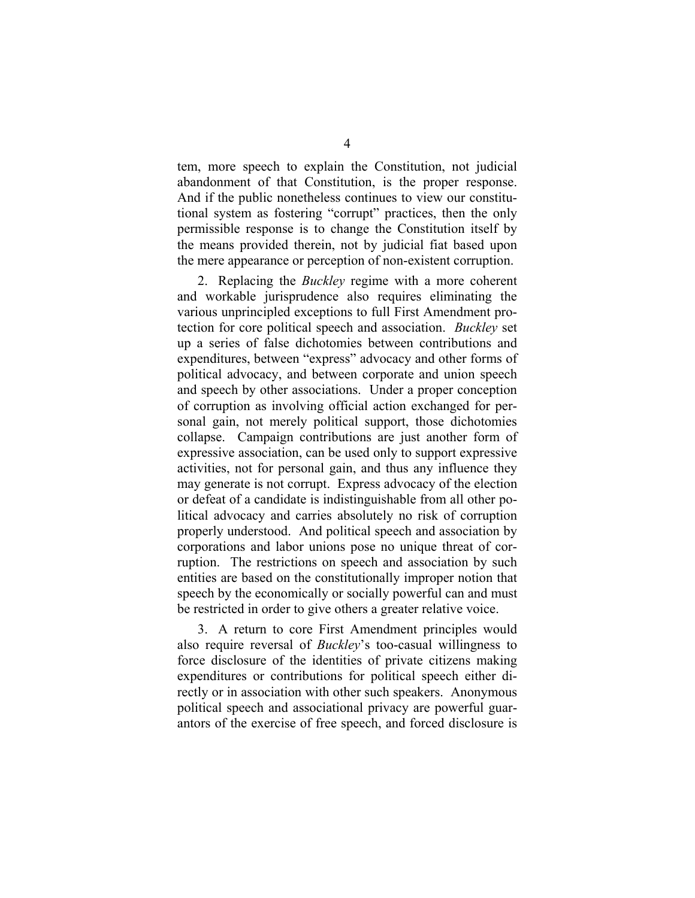tem, more speech to explain the Constitution, not judicial abandonment of that Constitution, is the proper response. And if the public nonetheless continues to view our constitutional system as fostering "corrupt" practices, then the only permissible response is to change the Constitution itself by the means provided therein, not by judicial fiat based upon the mere appearance or perception of non-existent corruption.

2. Replacing the *Buckley* regime with a more coherent and workable jurisprudence also requires eliminating the various unprincipled exceptions to full First Amendment protection for core political speech and association. *Buckley* set up a series of false dichotomies between contributions and expenditures, between "express" advocacy and other forms of political advocacy, and between corporate and union speech and speech by other associations. Under a proper conception of corruption as involving official action exchanged for personal gain, not merely political support, those dichotomies collapse. Campaign contributions are just another form of expressive association, can be used only to support expressive activities, not for personal gain, and thus any influence they may generate is not corrupt. Express advocacy of the election or defeat of a candidate is indistinguishable from all other political advocacy and carries absolutely no risk of corruption properly understood. And political speech and association by corporations and labor unions pose no unique threat of corruption. The restrictions on speech and association by such entities are based on the constitutionally improper notion that speech by the economically or socially powerful can and must be restricted in order to give others a greater relative voice.

3. A return to core First Amendment principles would also require reversal of *Buckley*'s too-casual willingness to force disclosure of the identities of private citizens making expenditures or contributions for political speech either directly or in association with other such speakers. Anonymous political speech and associational privacy are powerful guarantors of the exercise of free speech, and forced disclosure is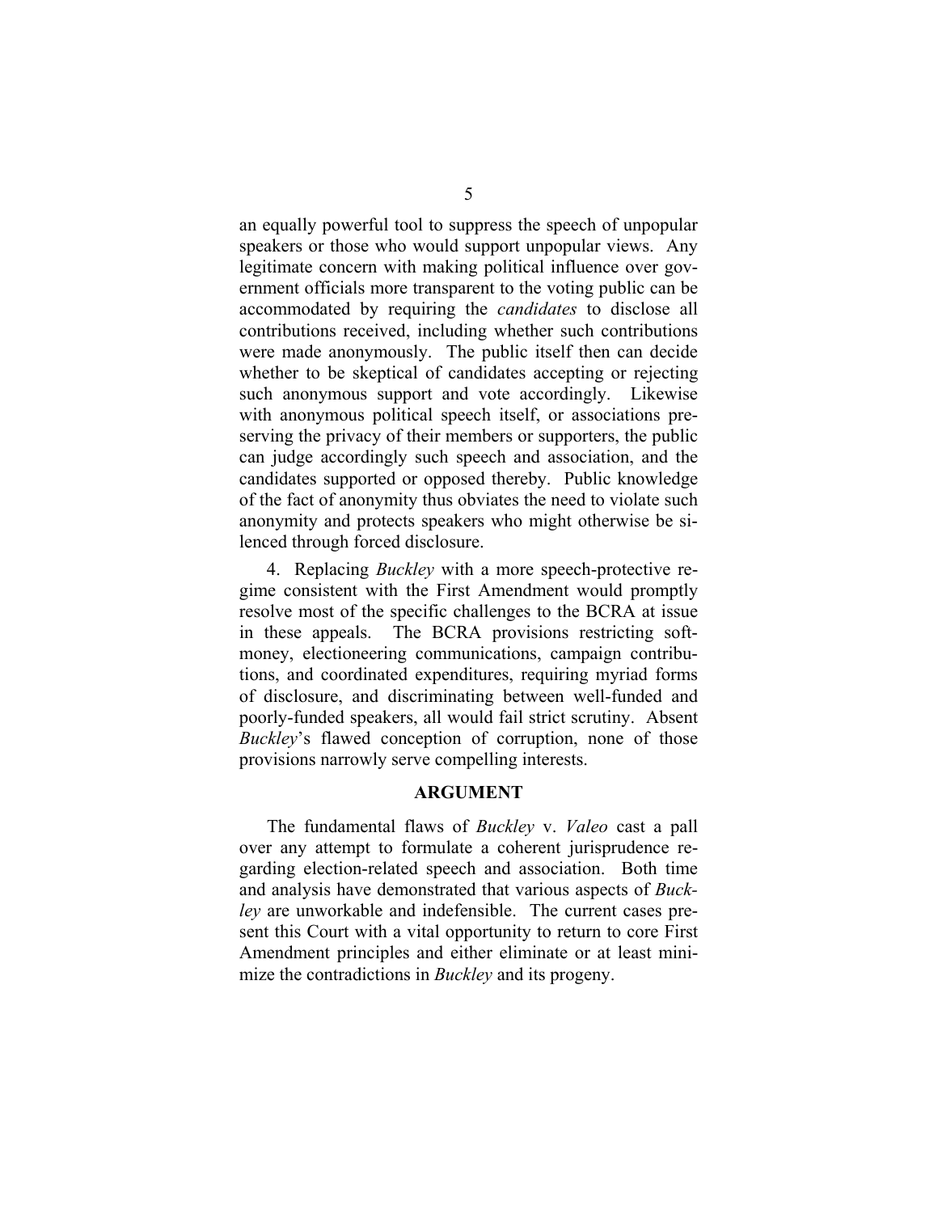an equally powerful tool to suppress the speech of unpopular speakers or those who would support unpopular views. Any legitimate concern with making political influence over government officials more transparent to the voting public can be accommodated by requiring the *candidates* to disclose all contributions received, including whether such contributions were made anonymously. The public itself then can decide whether to be skeptical of candidates accepting or rejecting such anonymous support and vote accordingly. Likewise with anonymous political speech itself, or associations preserving the privacy of their members or supporters, the public can judge accordingly such speech and association, and the candidates supported or opposed thereby. Public knowledge of the fact of anonymity thus obviates the need to violate such anonymity and protects speakers who might otherwise be silenced through forced disclosure.

4. Replacing *Buckley* with a more speech-protective regime consistent with the First Amendment would promptly resolve most of the specific challenges to the BCRA at issue in these appeals. The BCRA provisions restricting soft-money, electioneering communications, campaign contributions, and coordinated expenditures, requiring myriad forms of disclosure, and discriminating between well-funded and poorly-funded speakers, all would fail strict scrutiny. Absent *Buckley*'s flawed conception of corruption, none of those provisions narrowly serve compelling interests.

## ARGUMENT

The fundamental flaws of *Buckley* v. *Valeo* cast a pall over any attempt to formulate a coherent jurisprudence regarding election-related speech and association. Both time and analysis have demonstrated that various aspects of *Buckley* are unworkable and indefensible. The current cases present this Court with a vital opportunity to return to core First Amendment principles and either eliminate or at least minimize the contradictions in *Buckley* and its progeny.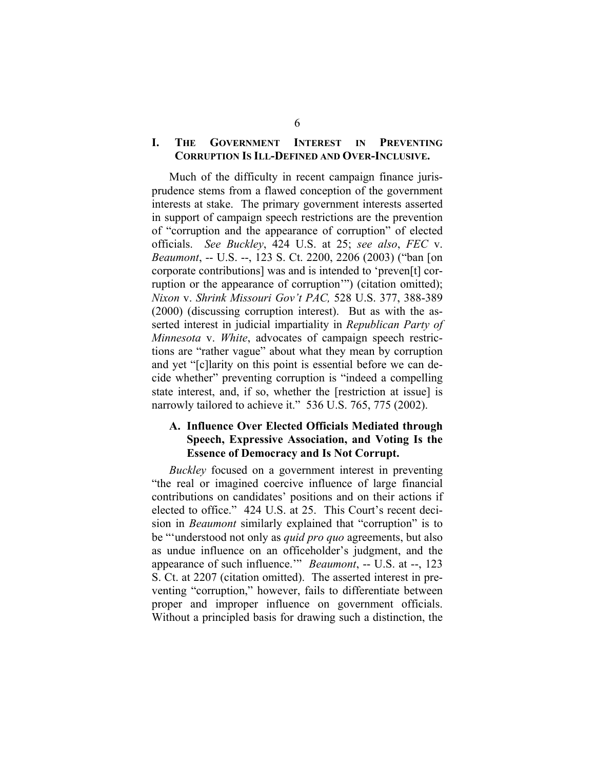## I. THE GOVERNMENT INTEREST IN PREVENTING CORRUPTION IS ILL-DEFINED AND OVER-INCLUSIVE.

Much of the difficulty in recent campaign finance jurisprudence stems from a flawed conception of the government interests at stake. The primary government interests asserted in support of campaign speech restrictions are the prevention of "corruption and the appearance of corruption" of elected officials. *See Buckley*, 424 U.S. at 25; *see also*, *FEC* v. *Beaumont*, -- U.S. --, 123 S. Ct. 2200, 2206 (2003) ("ban [on corporate contributions] was and is intended to 'preven[t] corruption or the appearance of corruption'") (citation omitted); *Nixon* v. *Shrink Missouri Gov't PAC,* 528 U.S. 377, 388-389 (2000) (discussing corruption interest). But as with the asserted interest in judicial impartiality in *Republican Party of Minnesota* v. *White*, advocates of campaign speech restrictions are "rather vague" about what they mean by corruption and yet "[c]larity on this point is essential before we can decide whether" preventing corruption is "indeed a compelling state interest, and, if so, whether the [restriction at issue] is narrowly tailored to achieve it." 536 U.S. 765, 775 (2002).

### A. Influence Over Elected Officials Mediated through Speech, Expressive Association, and Voting Is the Essence of Democracy and Is Not Corrupt.

*Buckley* focused on a government interest in preventing "the real or imagined coercive influence of large financial contributions on candidates' positions and on their actions if elected to office." 424 U.S. at 25. This Court's recent decision in *Beaumont* similarly explained that "corruption" is to be "'understood not only as *quid pro quo* agreements, but also as undue influence on an officeholder's judgment, and the appearance of such influence.'" *Beaumont*, -- U.S. at --, 123 S. Ct. at 2207 (citation omitted). The asserted interest in preventing "corruption," however, fails to differentiate between proper and improper influence on government officials. Without a principled basis for drawing such a distinction, the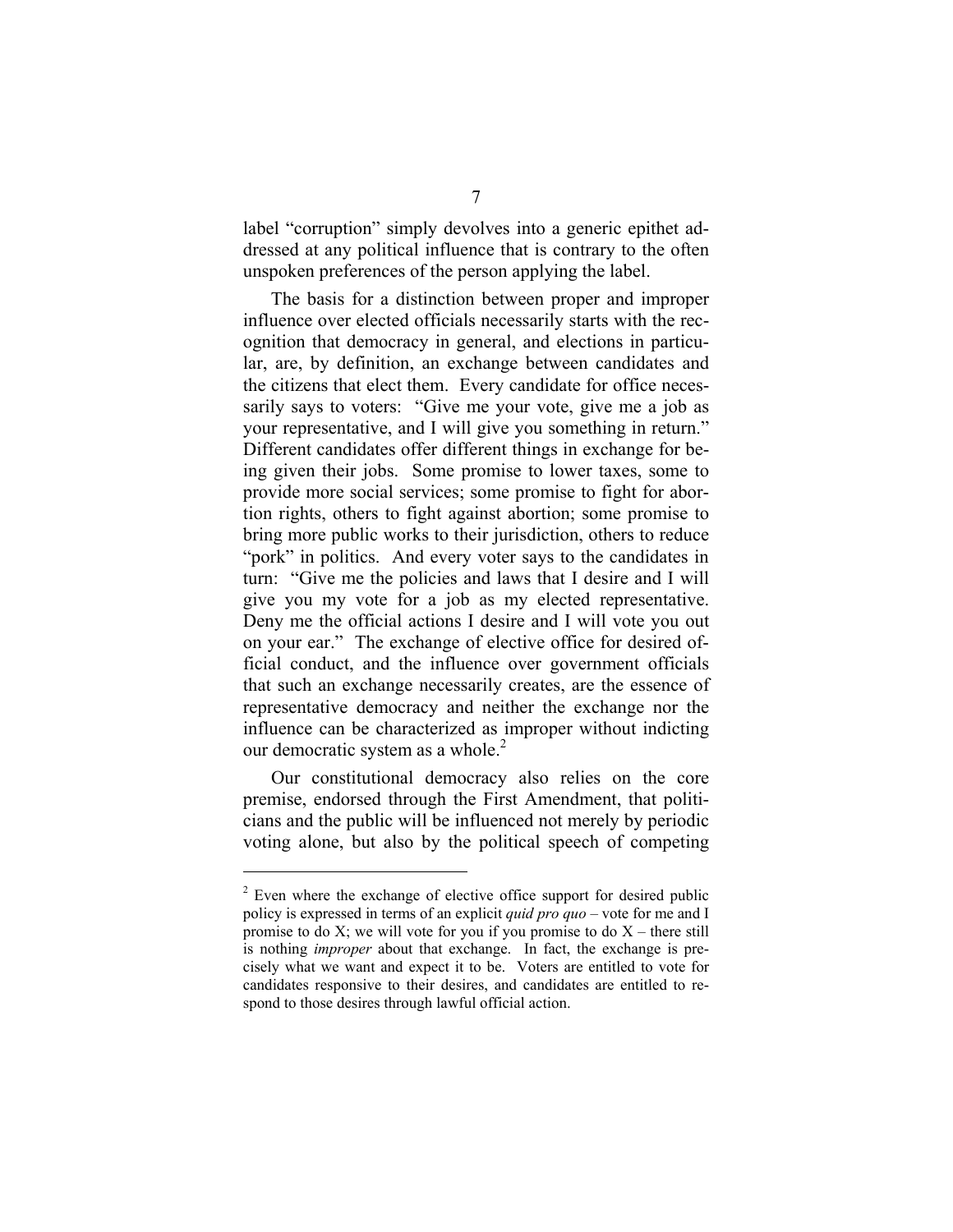label "corruption" simply devolves into a generic epithet addressed at any political influence that is contrary to the often unspoken preferences of the person applying the label.

The basis for a distinction between proper and improper influence over elected officials necessarily starts with the recognition that democracy in general, and elections in particular, are, by definition, an exchange between candidates and the citizens that elect them. Every candidate for office necessarily says to voters: "Give me your vote, give me a job as your representative, and I will give you something in return." Different candidates offer different things in exchange for being given their jobs. Some promise to lower taxes, some to provide more social services; some promise to fight for abortion rights, others to fight against abortion; some promise to bring more public works to their jurisdiction, others to reduce "pork" in politics. And every voter says to the candidates in turn: "Give me the policies and laws that I desire and I will give you my vote for a job as my elected representative. Deny me the official actions I desire and I will vote you out on your ear." The exchange of elective office for desired official conduct, and the influence over government officials that such an exchange necessarily creates, are the essence of representative democracy and neither the exchange nor the influence can be characterized as improper without indicting our democratic system as a whole.[2]

Our constitutional democracy also relies on the core premise, endorsed through the First Amendment, that politicians and the public will be influenced not merely by periodic voting alone, but also by the political speech of competing

---

[2] Even where the exchange of elective office support for desired public policy is expressed in terms of an explicit *quid pro quo* – vote for me and I promise to do X; we will vote for you if you promise to do X – there still is nothing *improper* about that exchange. In fact, the exchange is precisely what we want and expect it to be. Voters are entitled to vote for candidates responsive to their desires, and candidates are entitled to respond to those desires through lawful official action.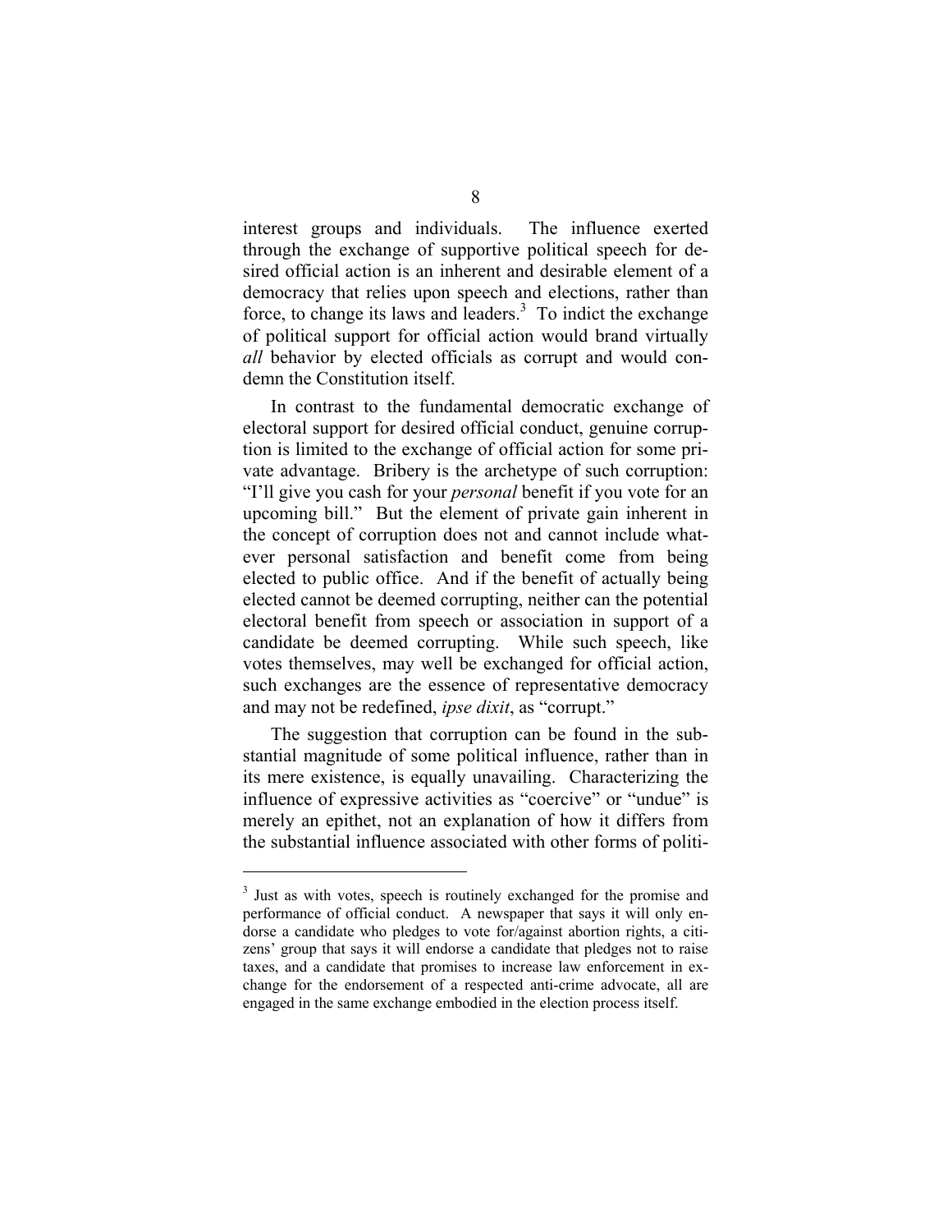interest groups and individuals. The influence exerted through the exchange of supportive political speech for desired official action is an inherent and desirable element of a democracy that relies upon speech and elections, rather than force, to change its laws and leaders.[3] To indict the exchange of political support for official action would brand virtually *all* behavior by elected officials as corrupt and would condemn the Constitution itself.

In contrast to the fundamental democratic exchange of electoral support for desired official conduct, genuine corruption is limited to the exchange of official action for some private advantage. Bribery is the archetype of such corruption: "I'll give you cash for your *personal* benefit if you vote for an upcoming bill." But the element of private gain inherent in the concept of corruption does not and cannot include whatever personal satisfaction and benefit come from being elected to public office. And if the benefit of actually being elected cannot be deemed corrupting, neither can the potential electoral benefit from speech or association in support of a candidate be deemed corrupting. While such speech, like votes themselves, may well be exchanged for official action, such exchanges are the essence of representative democracy and may not be redefined, *ipse dixit*, as "corrupt."

The suggestion that corruption can be found in the substantial magnitude of some political influence, rather than in its mere existence, is equally unavailing. Characterizing the influence of expressive activities as "coercive" or "undue" is merely an epithet, not an explanation of how it differs from the substantial influence associated with other forms of politi-

---

[3] Just as with votes, speech is routinely exchanged for the promise and performance of official conduct. A newspaper that says it will only endorse a candidate who pledges to vote for/against abortion rights, a citizens' group that says it will endorse a candidate that pledges not to raise taxes, and a candidate that promises to increase law enforcement in exchange for the endorsement of a respected anti-crime advocate, all are engaged in the same exchange embodied in the election process itself.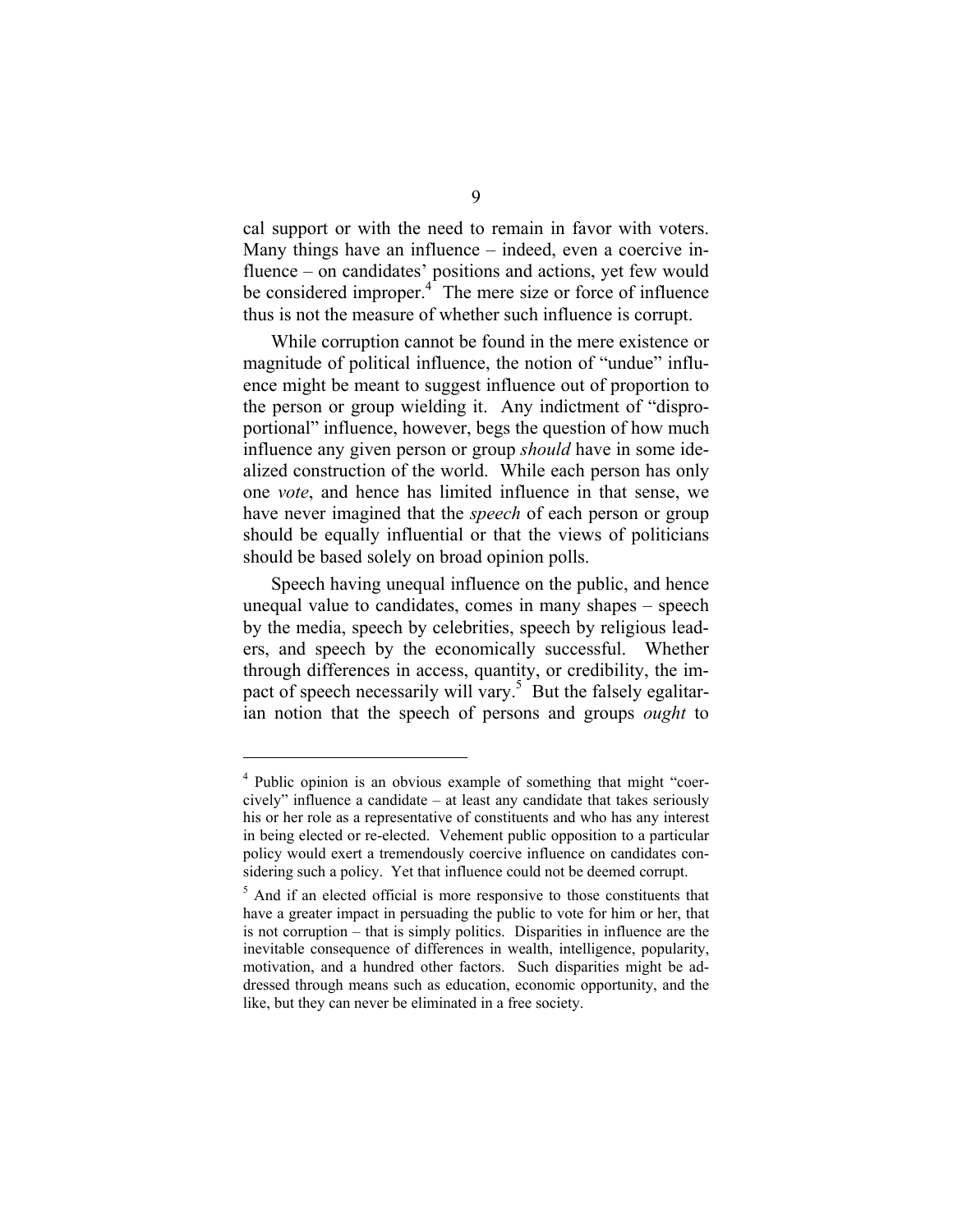cal support or with the need to remain in favor with voters. Many things have an influence – indeed, even a coercive influence – on candidates' positions and actions, yet few would be considered improper.[4] The mere size or force of influence thus is not the measure of whether such influence is corrupt.

While corruption cannot be found in the mere existence or magnitude of political influence, the notion of "undue" influence might be meant to suggest influence out of proportion to the person or group wielding it. Any indictment of "disproportional" influence, however, begs the question of how much influence any given person or group *should* have in some idealized construction of the world. While each person has only one *vote*, and hence has limited influence in that sense, we have never imagined that the *speech* of each person or group should be equally influential or that the views of politicians should be based solely on broad opinion polls.

Speech having unequal influence on the public, and hence unequal value to candidates, comes in many shapes – speech by the media, speech by celebrities, speech by religious leaders, and speech by the economically successful. Whether through differences in access, quantity, or credibility, the impact of speech necessarily will vary.[5] But the falsely egalitarian notion that the speech of persons and groups *ought* to

---

[4] Public opinion is an obvious example of something that might "coercively" influence a candidate – at least any candidate that takes seriously his or her role as a representative of constituents and who has any interest in being elected or re-elected. Vehement public opposition to a particular policy would exert a tremendously coercive influence on candidates considering such a policy. Yet that influence could not be deemed corrupt.

[5] And if an elected official is more responsive to those constituents that have a greater impact in persuading the public to vote for him or her, that is not corruption – that is simply politics. Disparities in influence are the inevitable consequence of differences in wealth, intelligence, popularity, motivation, and a hundred other factors. Such disparities might be addressed through means such as education, economic opportunity, and the like, but they can never be eliminated in a free society.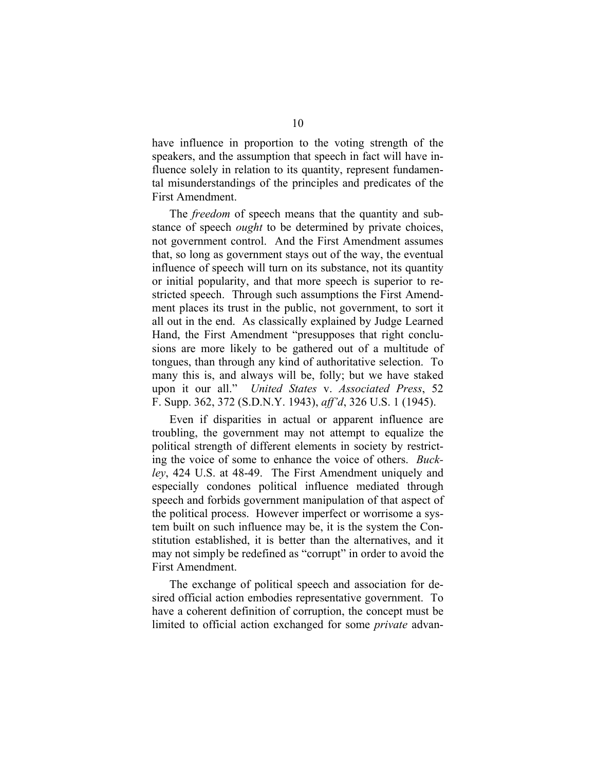have influence in proportion to the voting strength of the speakers, and the assumption that speech in fact will have influence solely in relation to its quantity, represent fundamental misunderstandings of the principles and predicates of the First Amendment.

The *freedom* of speech means that the quantity and substance of speech *ought* to be determined by private choices, not government control. And the First Amendment assumes that, so long as government stays out of the way, the eventual influence of speech will turn on its substance, not its quantity or initial popularity, and that more speech is superior to restricted speech. Through such assumptions the First Amendment places its trust in the public, not government, to sort it all out in the end. As classically explained by Judge Learned Hand, the First Amendment "presupposes that right conclusions are more likely to be gathered out of a multitude of tongues, than through any kind of authoritative selection. To many this is, and always will be, folly; but we have staked upon it our all." *United States* v. *Associated Press*, 52 F. Supp. 362, 372 (S.D.N.Y. 1943), *aff'd*, 326 U.S. 1 (1945).

Even if disparities in actual or apparent influence are troubling, the government may not attempt to equalize the political strength of different elements in society by restricting the voice of some to enhance the voice of others. *Buckley*, 424 U.S. at 48-49. The First Amendment uniquely and especially condones political influence mediated through speech and forbids government manipulation of that aspect of the political process. However imperfect or worrisome a system built on such influence may be, it is the system the Constitution established, it is better than the alternatives, and it may not simply be redefined as "corrupt" in order to avoid the First Amendment.

The exchange of political speech and association for desired official action embodies representative government. To have a coherent definition of corruption, the concept must be limited to official action exchanged for some *private* advan-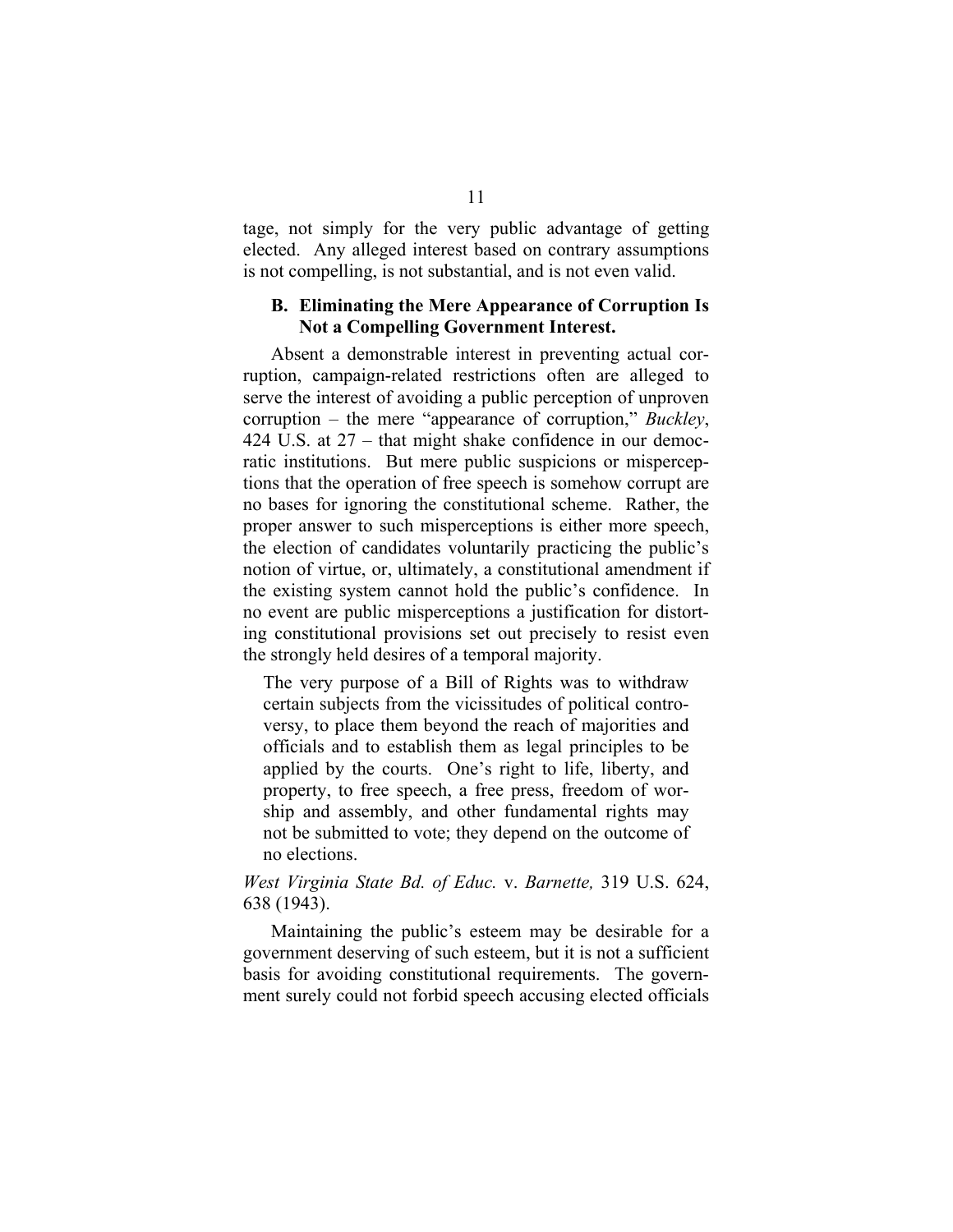tage, not simply for the very public advantage of getting elected. Any alleged interest based on contrary assumptions is not compelling, is not substantial, and is not even valid.

### B. Eliminating the Mere Appearance of Corruption Is Not a Compelling Government Interest.

Absent a demonstrable interest in preventing actual corruption, campaign-related restrictions often are alleged to serve the interest of avoiding a public perception of unproven corruption – the mere "appearance of corruption," *Buckley*, 424 U.S. at 27 – that might shake confidence in our democratic institutions. But mere public suspicions or misperceptions that the operation of free speech is somehow corrupt are no bases for ignoring the constitutional scheme. Rather, the proper answer to such misperceptions is either more speech, the election of candidates voluntarily practicing the public's notion of virtue, or, ultimately, a constitutional amendment if the existing system cannot hold the public's confidence. In no event are public misperceptions a justification for distorting constitutional provisions set out precisely to resist even the strongly held desires of a temporal majority.

> The very purpose of a Bill of Rights was to withdraw certain subjects from the vicissitudes of political controversy, to place them beyond the reach of majorities and officials and to establish them as legal principles to be applied by the courts. One's right to life, liberty, and property, to free speech, a free press, freedom of worship and assembly, and other fundamental rights may not be submitted to vote; they depend on the outcome of no elections.

*West Virginia State Bd. of Educ.* v. *Barnette,* 319 U.S. 624, 638 (1943).

Maintaining the public's esteem may be desirable for a government deserving of such esteem, but it is not a sufficient basis for avoiding constitutional requirements. The government surely could not forbid speech accusing elected officials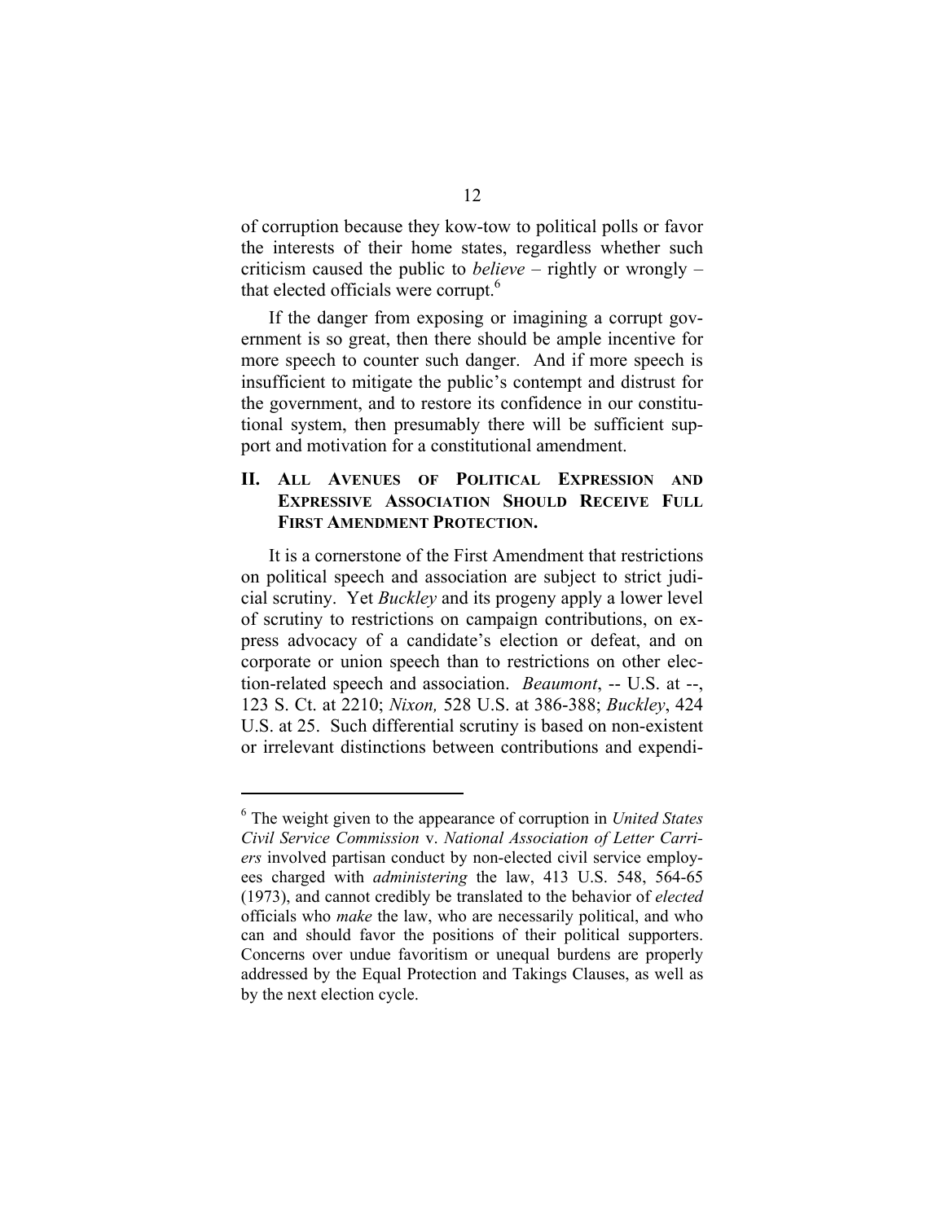of corruption because they kow-tow to political polls or favor the interests of their home states, regardless whether such criticism caused the public to *believe* – rightly or wrongly – that elected officials were corrupt.[6]

If the danger from exposing or imagining a corrupt government is so great, then there should be ample incentive for more speech to counter such danger. And if more speech is insufficient to mitigate the public's contempt and distrust for the government, and to restore its confidence in our constitutional system, then presumably there will be sufficient support and motivation for a constitutional amendment.

## II. ALL AVENUES OF POLITICAL EXPRESSION AND EXPRESSIVE ASSOCIATION SHOULD RECEIVE FULL FIRST AMENDMENT PROTECTION.

It is a cornerstone of the First Amendment that restrictions on political speech and association are subject to strict judicial scrutiny. Yet *Buckley* and its progeny apply a lower level of scrutiny to restrictions on campaign contributions, on express advocacy of a candidate's election or defeat, and on corporate or union speech than to restrictions on other election-related speech and association. *Beaumont*, -- U.S. at --, 123 S. Ct. at 2210; *Nixon,* 528 U.S. at 386-388; *Buckley*, 424 U.S. at 25. Such differential scrutiny is based on non-existent or irrelevant distinctions between contributions and expendi-

---

[6] The weight given to the appearance of corruption in *United States Civil Service Commission* v. *National Association of Letter Carriers* involved partisan conduct by non-elected civil service employees charged with *administering* the law, 413 U.S. 548, 564-65 (1973), and cannot credibly be translated to the behavior of *elected* officials who *make* the law, who are necessarily political, and who can and should favor the positions of their political supporters. Concerns over undue favoritism or unequal burdens are properly addressed by the Equal Protection and Takings Clauses, as well as by the next election cycle.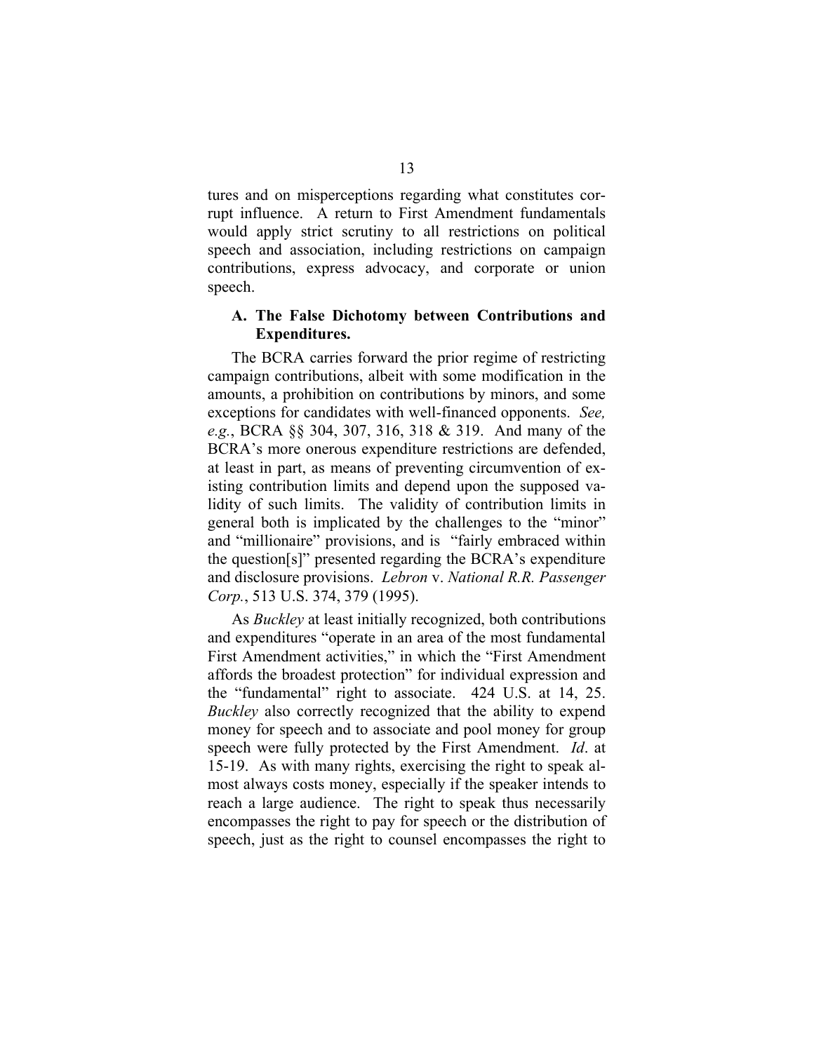tures and on misperceptions regarding what constitutes corrupt influence. A return to First Amendment fundamentals would apply strict scrutiny to all restrictions on political speech and association, including restrictions on campaign contributions, express advocacy, and corporate or union speech.

### A. The False Dichotomy between Contributions and Expenditures.

The BCRA carries forward the prior regime of restricting campaign contributions, albeit with some modification in the amounts, a prohibition on contributions by minors, and some exceptions for candidates with well-financed opponents. *See, e.g.*, BCRA §§ 304, 307, 316, 318 & 319. And many of the BCRA's more onerous expenditure restrictions are defended, at least in part, as means of preventing circumvention of existing contribution limits and depend upon the supposed validity of such limits. The validity of contribution limits in general both is implicated by the challenges to the "minor" and "millionaire" provisions, and is "fairly embraced within the question[s]" presented regarding the BCRA's expenditure and disclosure provisions. *Lebron* v. *National R.R. Passenger Corp.*, 513 U.S. 374, 379 (1995).

As *Buckley* at least initially recognized, both contributions and expenditures "operate in an area of the most fundamental First Amendment activities," in which the "First Amendment affords the broadest protection" for individual expression and the "fundamental" right to associate. 424 U.S. at 14, 25. *Buckley* also correctly recognized that the ability to expend money for speech and to associate and pool money for group speech were fully protected by the First Amendment. *Id*. at 15-19. As with many rights, exercising the right to speak almost always costs money, especially if the speaker intends to reach a large audience. The right to speak thus necessarily encompasses the right to pay for speech or the distribution of speech, just as the right to counsel encompasses the right to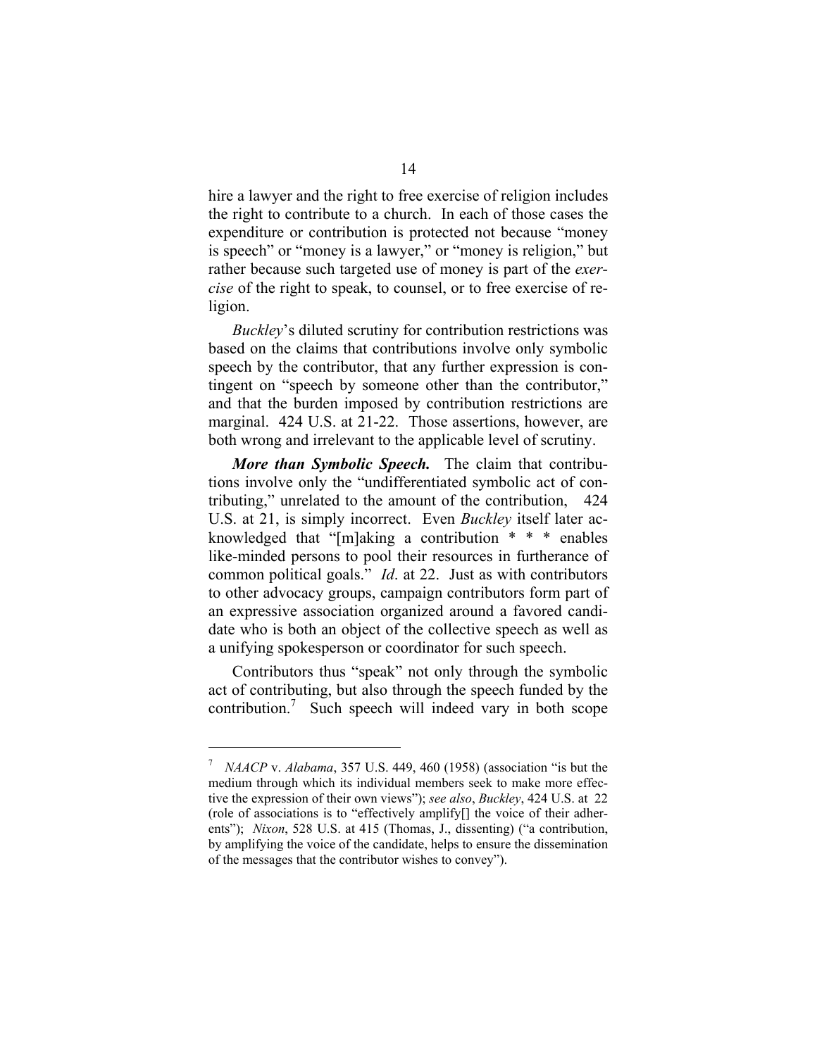hire a lawyer and the right to free exercise of religion includes the right to contribute to a church. In each of those cases the expenditure or contribution is protected not because "money is speech" or "money is a lawyer," or "money is religion," but rather because such targeted use of money is part of the *exercise* of the right to speak, to counsel, or to free exercise of religion.

*Buckley*'s diluted scrutiny for contribution restrictions was based on the claims that contributions involve only symbolic speech by the contributor, that any further expression is contingent on "speech by someone other than the contributor," and that the burden imposed by contribution restrictions are marginal. 424 U.S. at 21-22. Those assertions, however, are both wrong and irrelevant to the applicable level of scrutiny.

***More than Symbolic Speech.*** The claim that contributions involve only the "undifferentiated symbolic act of contributing," unrelated to the amount of the contribution, 424 U.S. at 21, is simply incorrect. Even *Buckley* itself later acknowledged that "[m]aking a contribution * * * enables like-minded persons to pool their resources in furtherance of common political goals." *Id*. at 22. Just as with contributors to other advocacy groups, campaign contributors form part of an expressive association organized around a favored candidate who is both an object of the collective speech as well as a unifying spokesperson or coordinator for such speech.

Contributors thus "speak" not only through the symbolic act of contributing, but also through the speech funded by the contribution.[7] Such speech will indeed vary in both scope

---

[7] *NAACP* v. *Alabama*, 357 U.S. 449, 460 (1958) (association "is but the medium through which its individual members seek to make more effective the expression of their own views"); *see also*, *Buckley*, 424 U.S. at 22 (role of associations is to "effectively amplify[] the voice of their adherents"); *Nixon*, 528 U.S. at 415 (Thomas, J., dissenting) ("a contribution, by amplifying the voice of the candidate, helps to ensure the dissemination of the messages that the contributor wishes to convey").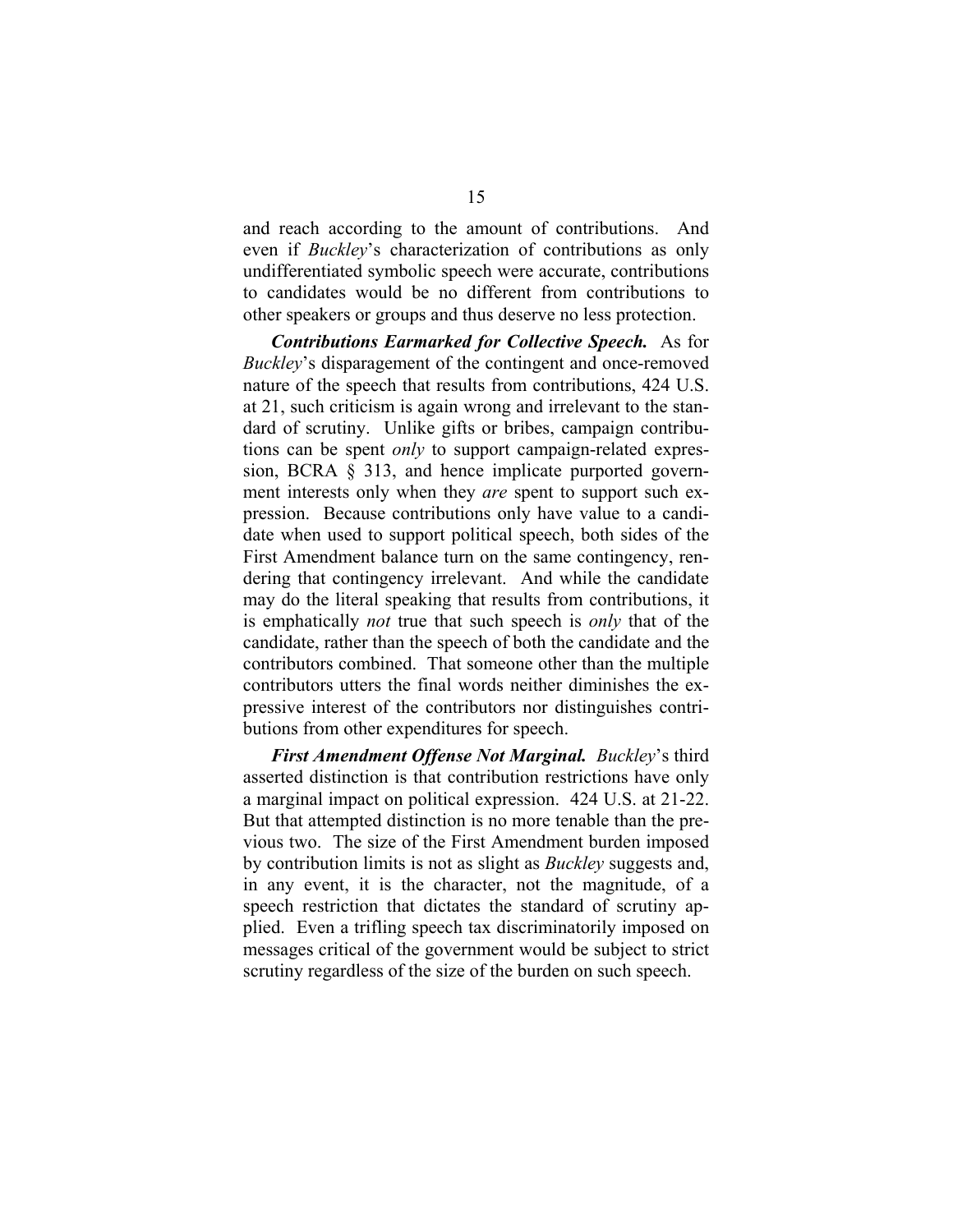and reach according to the amount of contributions. And even if *Buckley*'s characterization of contributions as only undifferentiated symbolic speech were accurate, contributions to candidates would be no different from contributions to other speakers or groups and thus deserve no less protection.

***Contributions Earmarked for Collective Speech.*** As for *Buckley*'s disparagement of the contingent and once-removed nature of the speech that results from contributions, 424 U.S. at 21, such criticism is again wrong and irrelevant to the standard of scrutiny. Unlike gifts or bribes, campaign contributions can be spent *only* to support campaign-related expression, BCRA § 313, and hence implicate purported government interests only when they *are* spent to support such expression. Because contributions only have value to a candidate when used to support political speech, both sides of the First Amendment balance turn on the same contingency, rendering that contingency irrelevant. And while the candidate may do the literal speaking that results from contributions, it is emphatically *not* true that such speech is *only* that of the candidate, rather than the speech of both the candidate and the contributors combined. That someone other than the multiple contributors utters the final words neither diminishes the expressive interest of the contributors nor distinguishes contributions from other expenditures for speech.

***First Amendment Offense Not Marginal.*** *Buckley*'s third asserted distinction is that contribution restrictions have only a marginal impact on political expression. 424 U.S. at 21-22. But that attempted distinction is no more tenable than the previous two. The size of the First Amendment burden imposed by contribution limits is not as slight as *Buckley* suggests and, in any event, it is the character, not the magnitude, of a speech restriction that dictates the standard of scrutiny applied. Even a trifling speech tax discriminatorily imposed on messages critical of the government would be subject to strict scrutiny regardless of the size of the burden on such speech.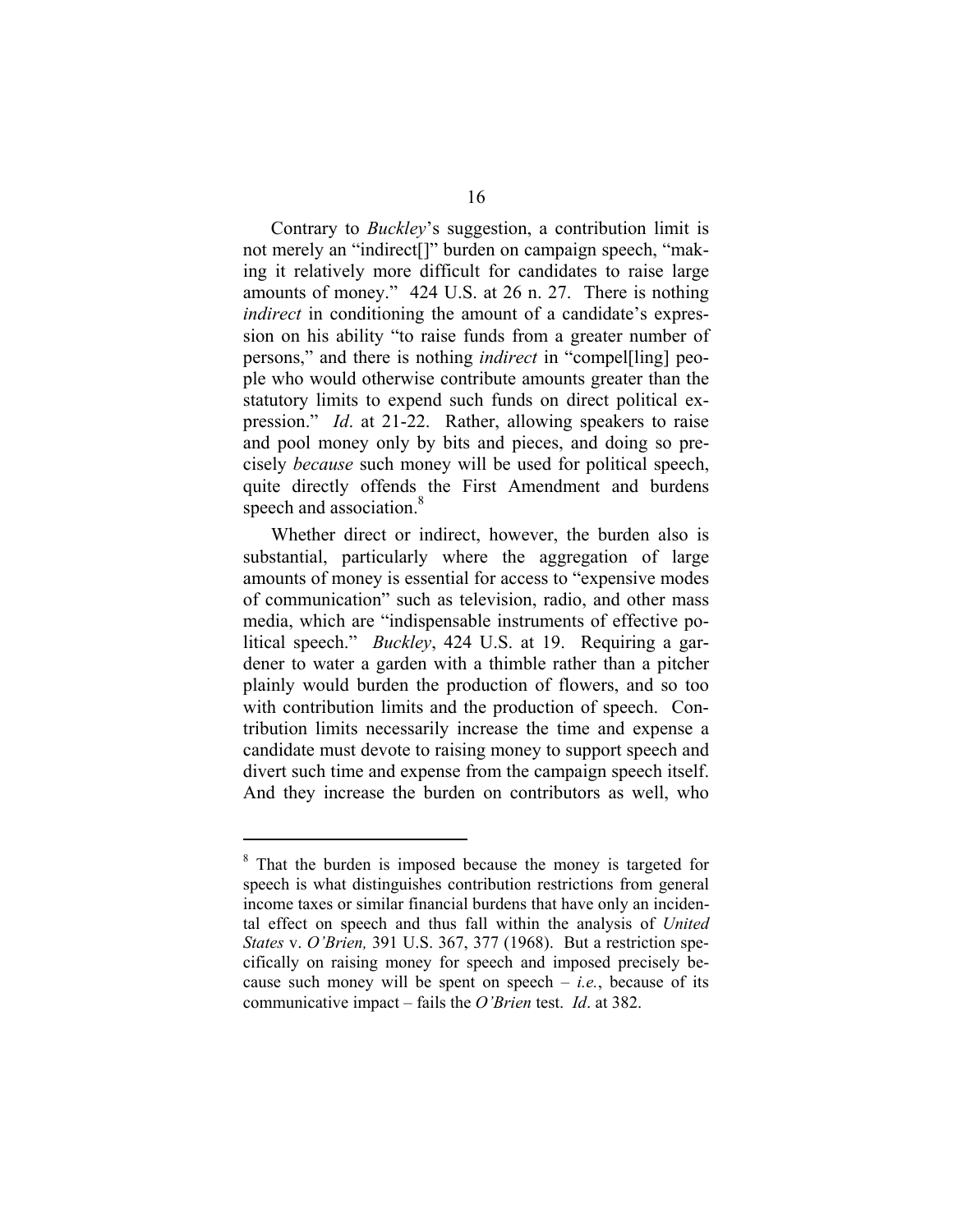Contrary to *Buckley*'s suggestion, a contribution limit is not merely an "indirect[]" burden on campaign speech, "making it relatively more difficult for candidates to raise large amounts of money." 424 U.S. at 26 n. 27. There is nothing *indirect* in conditioning the amount of a candidate's expression on his ability "to raise funds from a greater number of persons," and there is nothing *indirect* in "compel[ling] people who would otherwise contribute amounts greater than the statutory limits to expend such funds on direct political expression." *Id*. at 21-22. Rather, allowing speakers to raise and pool money only by bits and pieces, and doing so precisely *because* such money will be used for political speech, quite directly offends the First Amendment and burdens speech and association.[8]

Whether direct or indirect, however, the burden also is substantial, particularly where the aggregation of large amounts of money is essential for access to "expensive modes of communication" such as television, radio, and other mass media, which are "indispensable instruments of effective political speech." *Buckley*, 424 U.S. at 19. Requiring a gardener to water a garden with a thimble rather than a pitcher plainly would burden the production of flowers, and so too with contribution limits and the production of speech. Contribution limits necessarily increase the time and expense a candidate must devote to raising money to support speech and divert such time and expense from the campaign speech itself. And they increase the burden on contributors as well, who

---

[8] That the burden is imposed because the money is targeted for speech is what distinguishes contribution restrictions from general income taxes or similar financial burdens that have only an incidental effect on speech and thus fall within the analysis of *United States* v. *O'Brien,* 391 U.S. 367, 377 (1968). But a restriction specifically on raising money for speech and imposed precisely because such money will be spent on speech – *i.e.*, because of its communicative impact – fails the *O'Brien* test. *Id*. at 382.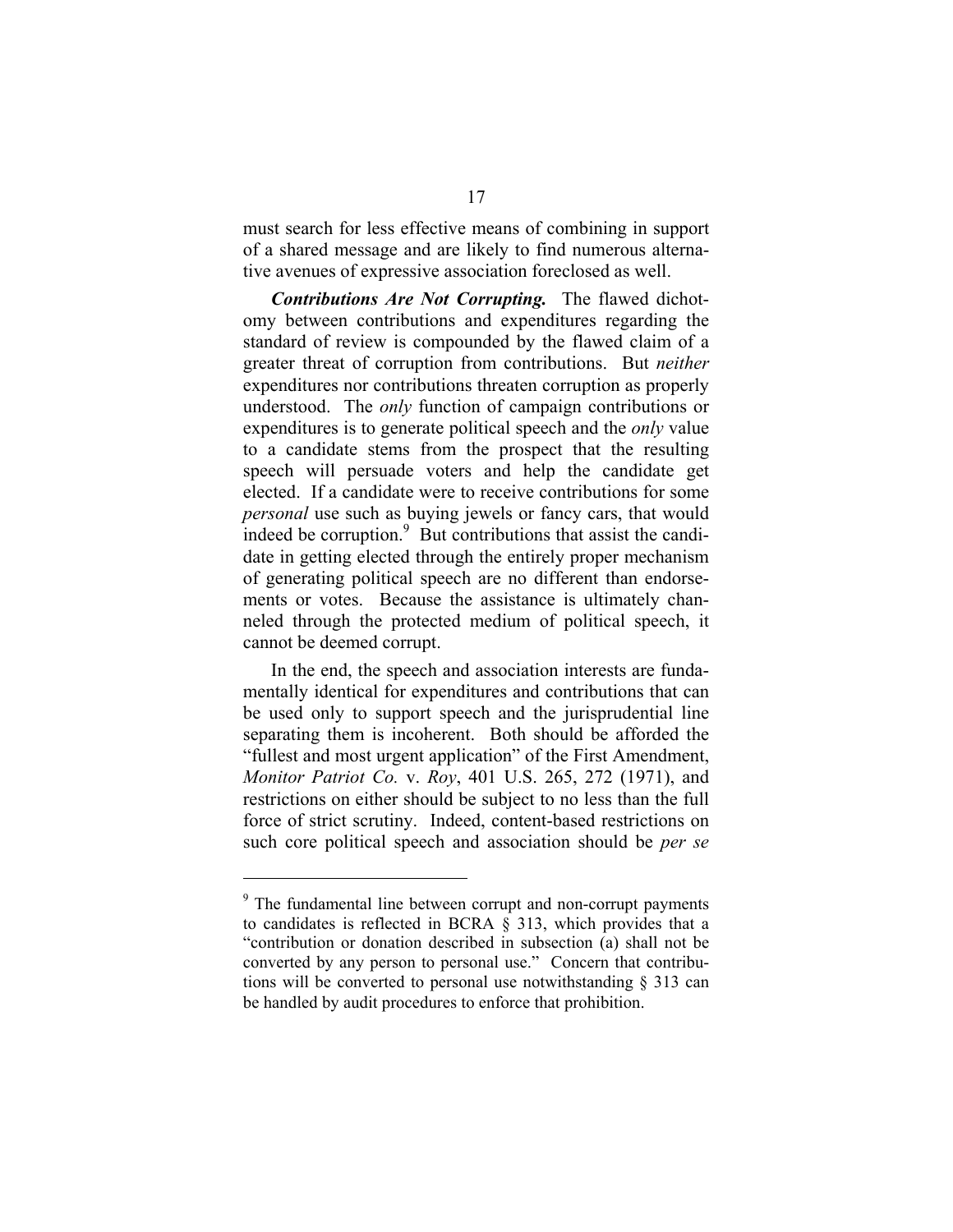must search for less effective means of combining in support of a shared message and are likely to find numerous alternative avenues of expressive association foreclosed as well.

***Contributions Are Not Corrupting.*** The flawed dichotomy between contributions and expenditures regarding the standard of review is compounded by the flawed claim of a greater threat of corruption from contributions. But *neither* expenditures nor contributions threaten corruption as properly understood. The *only* function of campaign contributions or expenditures is to generate political speech and the *only* value to a candidate stems from the prospect that the resulting speech will persuade voters and help the candidate get elected. If a candidate were to receive contributions for some *personal* use such as buying jewels or fancy cars, that would indeed be corruption.[9] But contributions that assist the candidate in getting elected through the entirely proper mechanism of generating political speech are no different than endorsements or votes. Because the assistance is ultimately channeled through the protected medium of political speech, it cannot be deemed corrupt.

In the end, the speech and association interests are fundamentally identical for expenditures and contributions that can be used only to support speech and the jurisprudential line separating them is incoherent. Both should be afforded the "fullest and most urgent application" of the First Amendment, *Monitor Patriot Co.* v. *Roy*, 401 U.S. 265, 272 (1971), and restrictions on either should be subject to no less than the full force of strict scrutiny. Indeed, content-based restrictions on such core political speech and association should be *per se*

---

[9] The fundamental line between corrupt and non-corrupt payments to candidates is reflected in BCRA § 313, which provides that a "contribution or donation described in subsection (a) shall not be converted by any person to personal use." Concern that contributions will be converted to personal use notwithstanding § 313 can be handled by audit procedures to enforce that prohibition.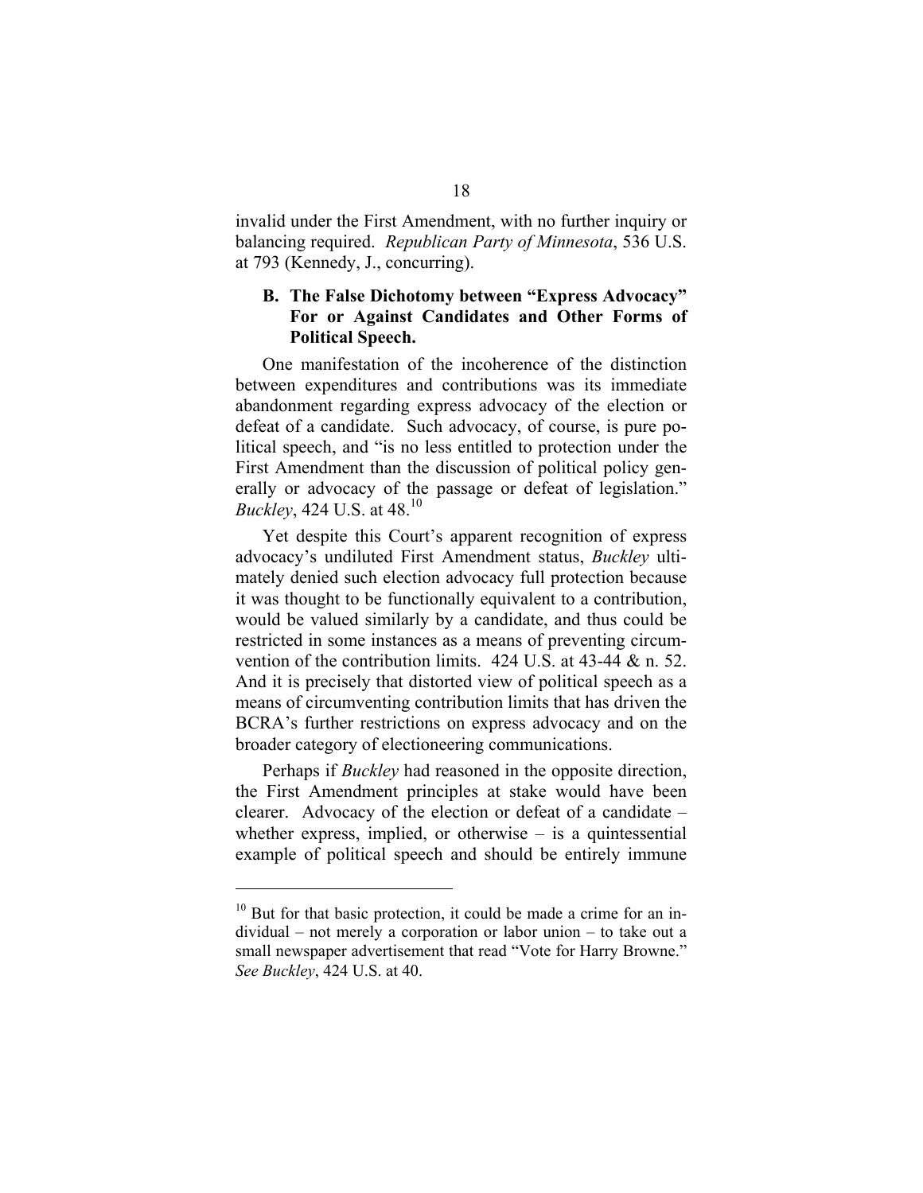invalid under the First Amendment, with no further inquiry or balancing required. *Republican Party of Minnesota*, 536 U.S. at 793 (Kennedy, J., concurring).

### B. The False Dichotomy between "Express Advocacy" For or Against Candidates and Other Forms of Political Speech.

One manifestation of the incoherence of the distinction between expenditures and contributions was its immediate abandonment regarding express advocacy of the election or defeat of a candidate. Such advocacy, of course, is pure political speech, and "is no less entitled to protection under the First Amendment than the discussion of political policy generally or advocacy of the passage or defeat of legislation." *Buckley*, 424 U.S. at 48.[10]

Yet despite this Court's apparent recognition of express advocacy's undiluted First Amendment status, *Buckley* ultimately denied such election advocacy full protection because it was thought to be functionally equivalent to a contribution, would be valued similarly by a candidate, and thus could be restricted in some instances as a means of preventing circumvention of the contribution limits. 424 U.S. at 43-44 & n. 52. And it is precisely that distorted view of political speech as a means of circumventing contribution limits that has driven the BCRA's further restrictions on express advocacy and on the broader category of electioneering communications.

Perhaps if *Buckley* had reasoned in the opposite direction, the First Amendment principles at stake would have been clearer. Advocacy of the election or defeat of a candidate – whether express, implied, or otherwise – is a quintessential example of political speech and should be entirely immune

---

[10] But for that basic protection, it could be made a crime for an individual – not merely a corporation or labor union – to take out a small newspaper advertisement that read "Vote for Harry Browne." *See Buckley*, 424 U.S. at 40.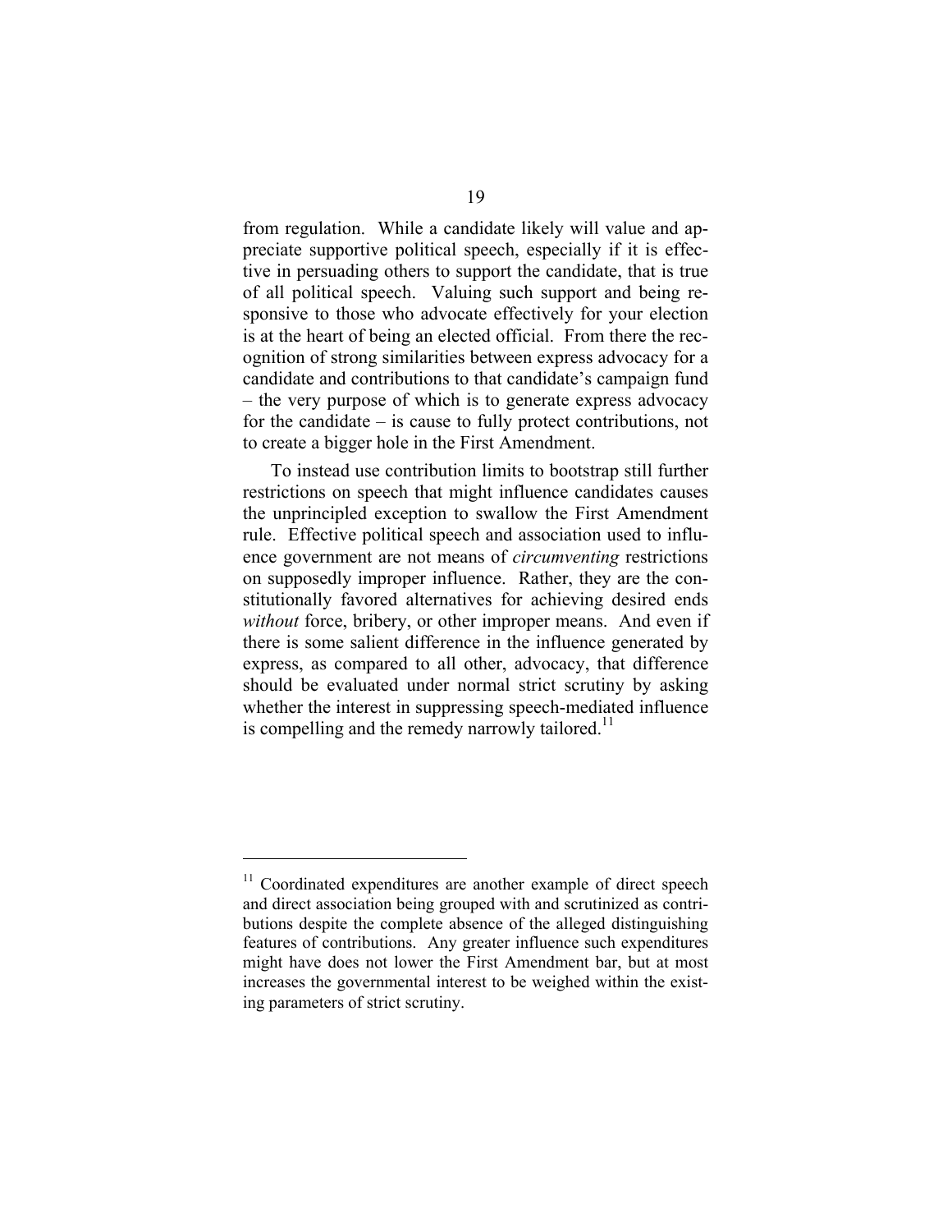from regulation. While a candidate likely will value and appreciate supportive political speech, especially if it is effective in persuading others to support the candidate, that is true of all political speech. Valuing such support and being responsive to those who advocate effectively for your election is at the heart of being an elected official. From there the recognition of strong similarities between express advocacy for a candidate and contributions to that candidate's campaign fund – the very purpose of which is to generate express advocacy for the candidate – is cause to fully protect contributions, not to create a bigger hole in the First Amendment.

To instead use contribution limits to bootstrap still further restrictions on speech that might influence candidates causes the unprincipled exception to swallow the First Amendment rule. Effective political speech and association used to influence government are not means of *circumventing* restrictions on supposedly improper influence. Rather, they are the constitutionally favored alternatives for achieving desired ends *without* force, bribery, or other improper means. And even if there is some salient difference in the influence generated by express, as compared to all other, advocacy, that difference should be evaluated under normal strict scrutiny by asking whether the interest in suppressing speech-mediated influence is compelling and the remedy narrowly tailored.[11]

---

[11] Coordinated expenditures are another example of direct speech and direct association being grouped with and scrutinized as contributions despite the complete absence of the alleged distinguishing features of contributions. Any greater influence such expenditures might have does not lower the First Amendment bar, but at most increases the governmental interest to be weighed within the existing parameters of strict scrutiny.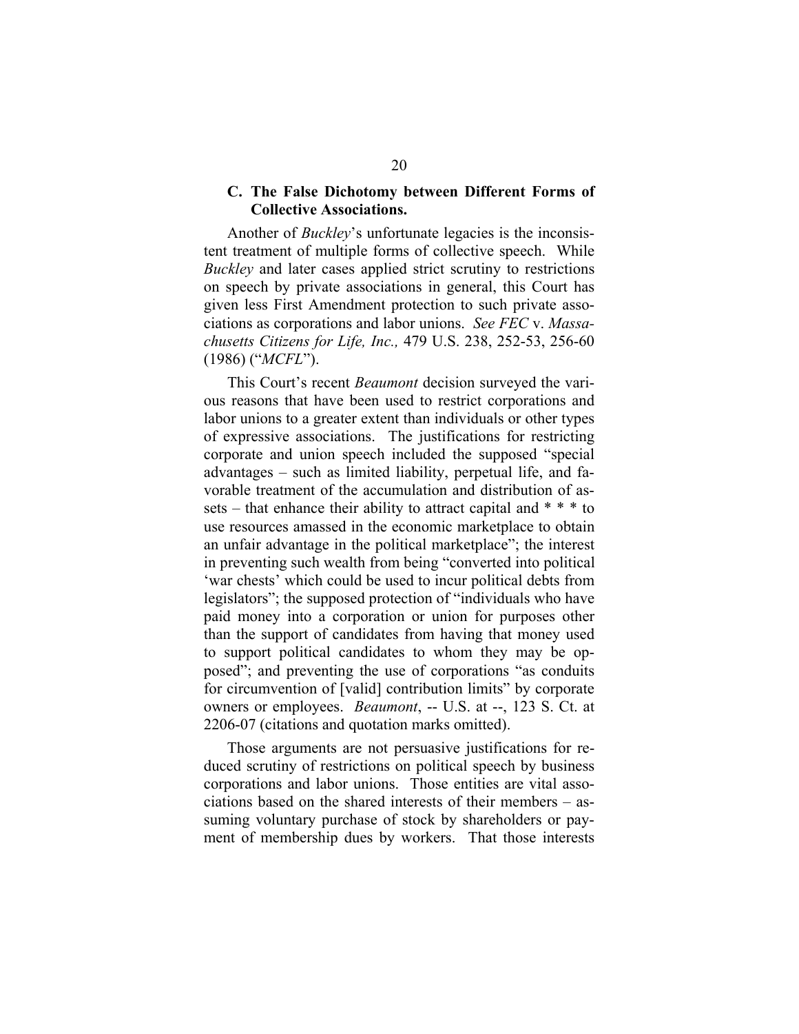### C. The False Dichotomy between Different Forms of Collective Associations.

Another of *Buckley*'s unfortunate legacies is the inconsistent treatment of multiple forms of collective speech. While *Buckley* and later cases applied strict scrutiny to restrictions on speech by private associations in general, this Court has given less First Amendment protection to such private associations as corporations and labor unions. *See FEC* v. *Massachusetts Citizens for Life, Inc.,* 479 U.S. 238, 252-53, 256-60 (1986) ("*MCFL*").

This Court's recent *Beaumont* decision surveyed the various reasons that have been used to restrict corporations and labor unions to a greater extent than individuals or other types of expressive associations. The justifications for restricting corporate and union speech included the supposed "special advantages – such as limited liability, perpetual life, and favorable treatment of the accumulation and distribution of assets – that enhance their ability to attract capital and * * * to use resources amassed in the economic marketplace to obtain an unfair advantage in the political marketplace"; the interest in preventing such wealth from being "converted into political 'war chests' which could be used to incur political debts from legislators"; the supposed protection of "individuals who have paid money into a corporation or union for purposes other than the support of candidates from having that money used to support political candidates to whom they may be opposed"; and preventing the use of corporations "as conduits for circumvention of [valid] contribution limits" by corporate owners or employees. *Beaumont*, -- U.S. at --, 123 S. Ct. at 2206-07 (citations and quotation marks omitted).

Those arguments are not persuasive justifications for reduced scrutiny of restrictions on political speech by business corporations and labor unions. Those entities are vital associations based on the shared interests of their members – assuming voluntary purchase of stock by shareholders or payment of membership dues by workers. That those interests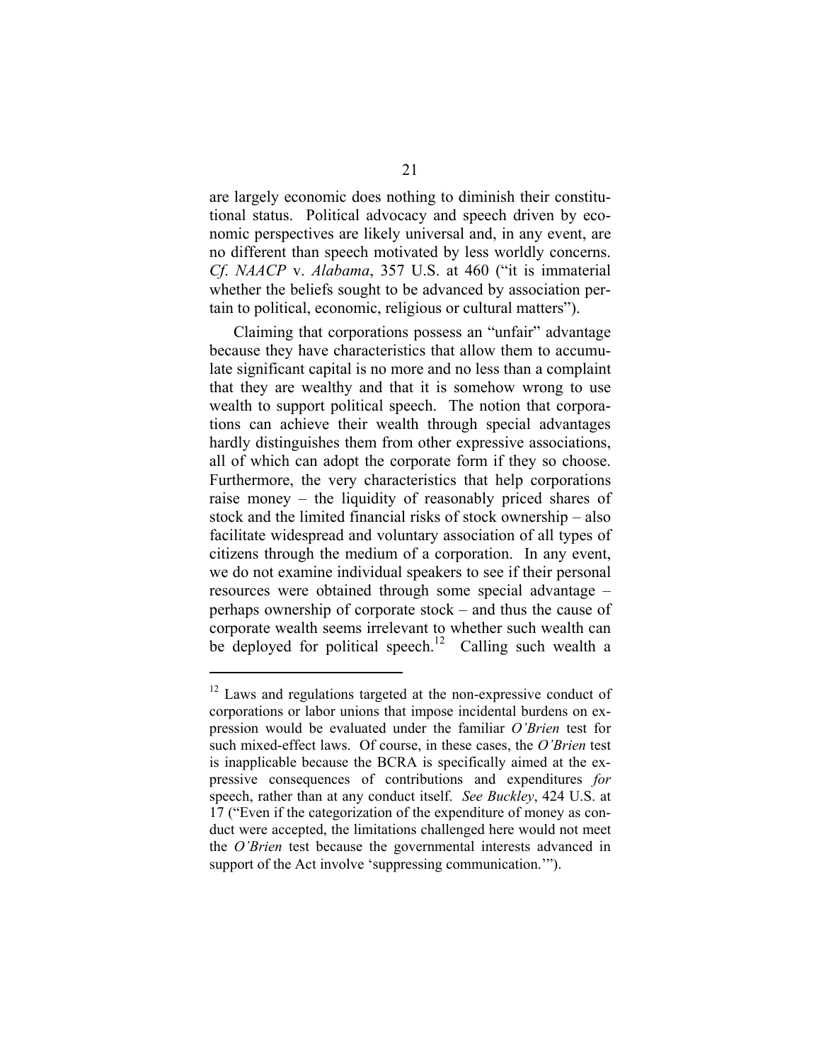are largely economic does nothing to diminish their constitutional status. Political advocacy and speech driven by economic perspectives are likely universal and, in any event, are no different than speech motivated by less worldly concerns. *Cf*. *NAACP* v. *Alabama*, 357 U.S. at 460 ("it is immaterial whether the beliefs sought to be advanced by association pertain to political, economic, religious or cultural matters").

Claiming that corporations possess an "unfair" advantage because they have characteristics that allow them to accumulate significant capital is no more and no less than a complaint that they are wealthy and that it is somehow wrong to use wealth to support political speech. The notion that corporations can achieve their wealth through special advantages hardly distinguishes them from other expressive associations, all of which can adopt the corporate form if they so choose. Furthermore, the very characteristics that help corporations raise money – the liquidity of reasonably priced shares of stock and the limited financial risks of stock ownership – also facilitate widespread and voluntary association of all types of citizens through the medium of a corporation. In any event, we do not examine individual speakers to see if their personal resources were obtained through some special advantage – perhaps ownership of corporate stock – and thus the cause of corporate wealth seems irrelevant to whether such wealth can be deployed for political speech.[12] Calling such wealth a

---

[12] Laws and regulations targeted at the non-expressive conduct of corporations or labor unions that impose incidental burdens on expression would be evaluated under the familiar *O'Brien* test for such mixed-effect laws. Of course, in these cases, the *O'Brien* test is inapplicable because the BCRA is specifically aimed at the expressive consequences of contributions and expenditures *for* speech, rather than at any conduct itself. *See Buckley*, 424 U.S. at 17 ("Even if the categorization of the expenditure of money as conduct were accepted, the limitations challenged here would not meet the *O'Brien* test because the governmental interests advanced in support of the Act involve 'suppressing communication.'").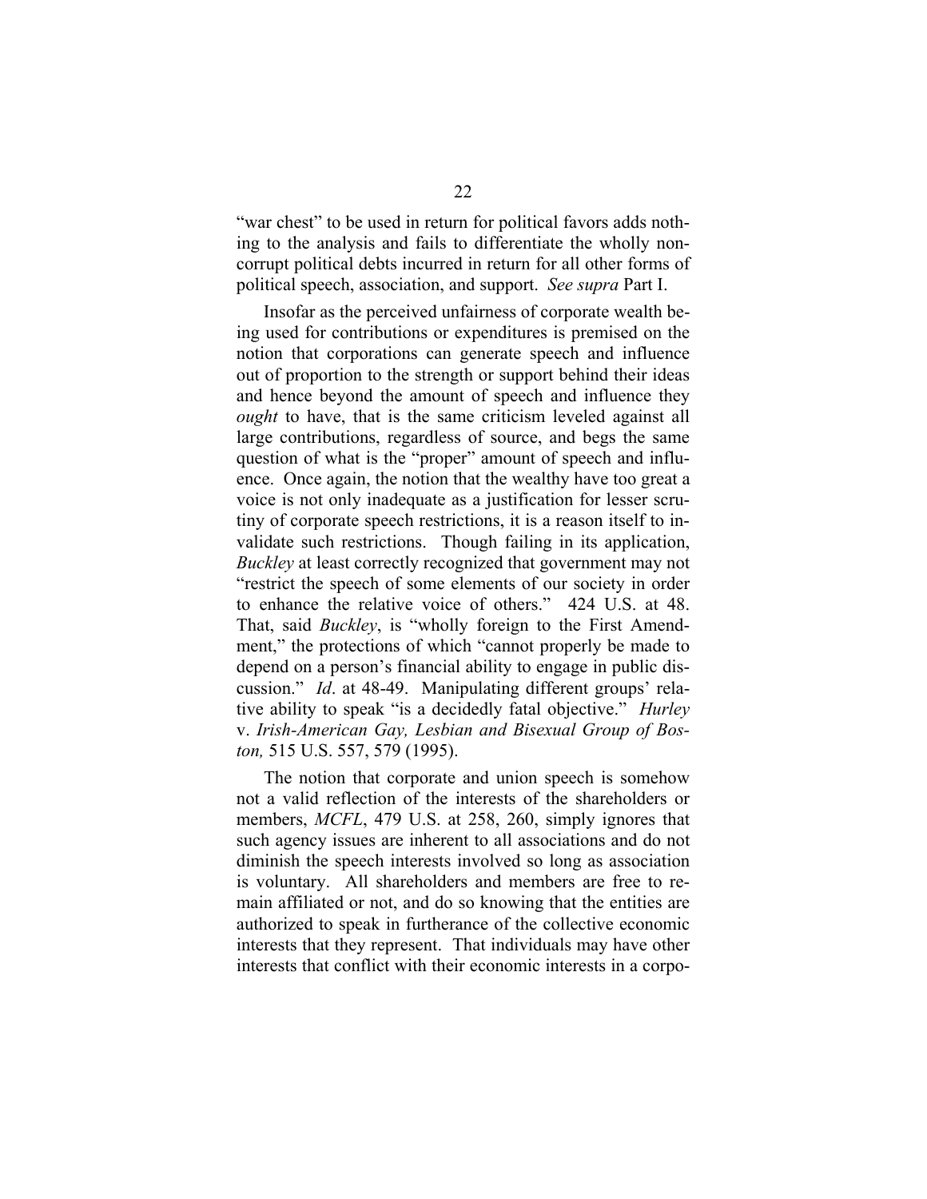"war chest" to be used in return for political favors adds nothing to the analysis and fails to differentiate the wholly non-corrupt political debts incurred in return for all other forms of political speech, association, and support. *See supra* Part I.

Insofar as the perceived unfairness of corporate wealth being used for contributions or expenditures is premised on the notion that corporations can generate speech and influence out of proportion to the strength or support behind their ideas and hence beyond the amount of speech and influence they *ought* to have, that is the same criticism leveled against all large contributions, regardless of source, and begs the same question of what is the "proper" amount of speech and influence. Once again, the notion that the wealthy have too great a voice is not only inadequate as a justification for lesser scrutiny of corporate speech restrictions, it is a reason itself to invalidate such restrictions. Though failing in its application, *Buckley* at least correctly recognized that government may not "restrict the speech of some elements of our society in order to enhance the relative voice of others." 424 U.S. at 48. That, said *Buckley*, is "wholly foreign to the First Amendment," the protections of which "cannot properly be made to depend on a person's financial ability to engage in public discussion." *Id*. at 48-49. Manipulating different groups' relative ability to speak "is a decidedly fatal objective." *Hurley* v. *Irish-American Gay, Lesbian and Bisexual Group of Boston,* 515 U.S. 557, 579 (1995).

The notion that corporate and union speech is somehow not a valid reflection of the interests of the shareholders or members, *MCFL*, 479 U.S. at 258, 260, simply ignores that such agency issues are inherent to all associations and do not diminish the speech interests involved so long as association is voluntary. All shareholders and members are free to remain affiliated or not, and do so knowing that the entities are authorized to speak in furtherance of the collective economic interests that they represent. That individuals may have other interests that conflict with their economic interests in a corpo-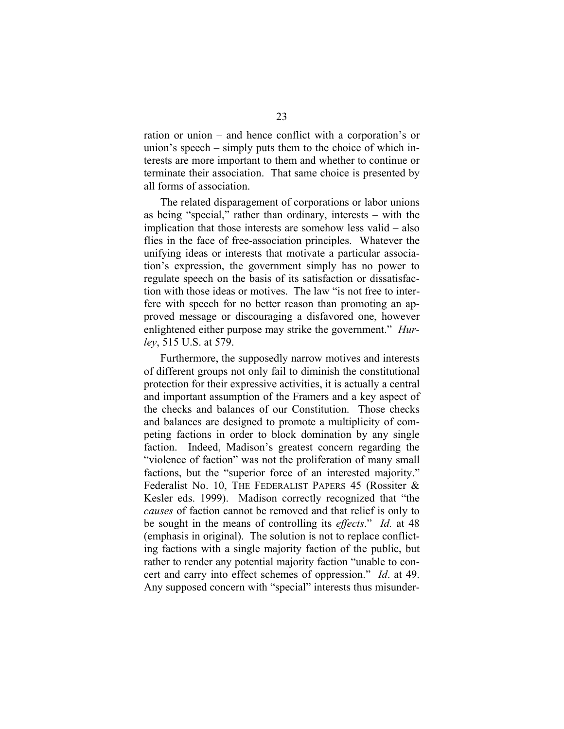ration or union – and hence conflict with a corporation's or union's speech – simply puts them to the choice of which interests are more important to them and whether to continue or terminate their association. That same choice is presented by all forms of association.

The related disparagement of corporations or labor unions as being "special," rather than ordinary, interests – with the implication that those interests are somehow less valid – also flies in the face of free-association principles. Whatever the unifying ideas or interests that motivate a particular association's expression, the government simply has no power to regulate speech on the basis of its satisfaction or dissatisfaction with those ideas or motives. The law "is not free to interfere with speech for no better reason than promoting an approved message or discouraging a disfavored one, however enlightened either purpose may strike the government." *Hurley*, 515 U.S. at 579.

Furthermore, the supposedly narrow motives and interests of different groups not only fail to diminish the constitutional protection for their expressive activities, it is actually a central and important assumption of the Framers and a key aspect of the checks and balances of our Constitution. Those checks and balances are designed to promote a multiplicity of competing factions in order to block domination by any single faction. Indeed, Madison's greatest concern regarding the "violence of faction" was not the proliferation of many small factions, but the "superior force of an interested majority." Federalist No. 10, THE FEDERALIST PAPERS 45 (Rossiter & Kesler eds. 1999). Madison correctly recognized that "the *causes* of faction cannot be removed and that relief is only to be sought in the means of controlling its *effects*." *Id.* at 48 (emphasis in original). The solution is not to replace conflicting factions with a single majority faction of the public, but rather to render any potential majority faction "unable to concert and carry into effect schemes of oppression." *Id*. at 49. Any supposed concern with "special" interests thus misunder-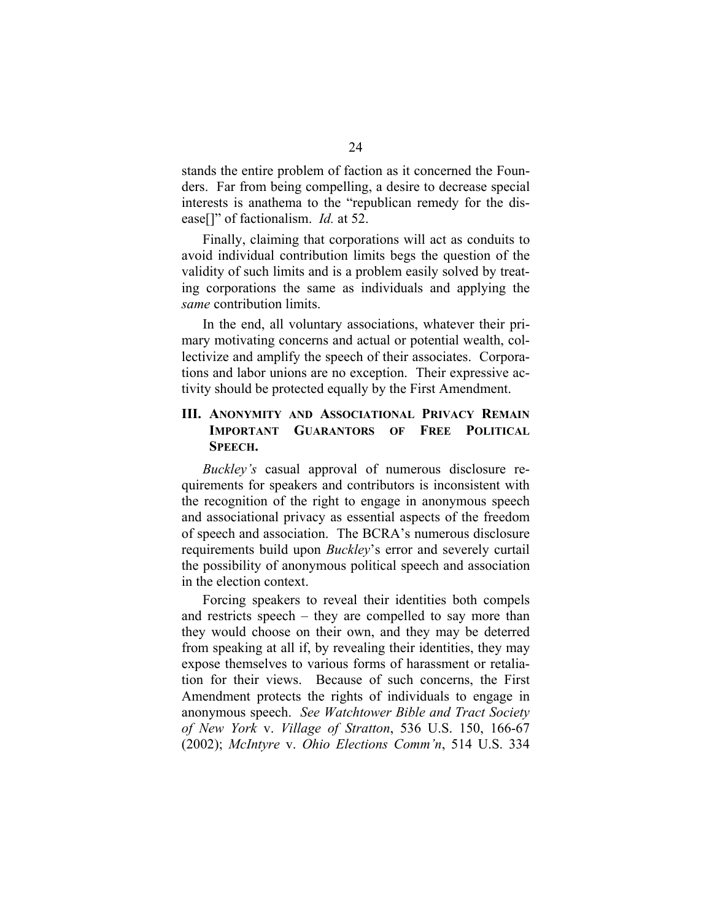stands the entire problem of faction as it concerned the Founders. Far from being compelling, a desire to decrease special interests is anathema to the "republican remedy for the disease[]" of factionalism. *Id.* at 52.

Finally, claiming that corporations will act as conduits to avoid individual contribution limits begs the question of the validity of such limits and is a problem easily solved by treating corporations the same as individuals and applying the *same* contribution limits.

In the end, all voluntary associations, whatever their primary motivating concerns and actual or potential wealth, collectivize and amplify the speech of their associates. Corporations and labor unions are no exception. Their expressive activity should be protected equally by the First Amendment.

## III. ANONYMITY AND ASSOCIATIONAL PRIVACY REMAIN IMPORTANT GUARANTORS OF FREE POLITICAL SPEECH.

*Buckley's* casual approval of numerous disclosure requirements for speakers and contributors is inconsistent with the recognition of the right to engage in anonymous speech and associational privacy as essential aspects of the freedom of speech and association. The BCRA's numerous disclosure requirements build upon *Buckley*'s error and severely curtail the possibility of anonymous political speech and association in the election context.

Forcing speakers to reveal their identities both compels and restricts speech – they are compelled to say more than they would choose on their own, and they may be deterred from speaking at all if, by revealing their identities, they may expose themselves to various forms of harassment or retaliation for their views. Because of such concerns, the First Amendment protects the rights of individuals to engage in anonymous speech. *See Watchtower Bible and Tract Society of New York* v. *Village of Stratton*, 536 U.S. 150, 166-67 (2002); *McIntyre* v. *Ohio Elections Comm'n*, 514 U.S. 334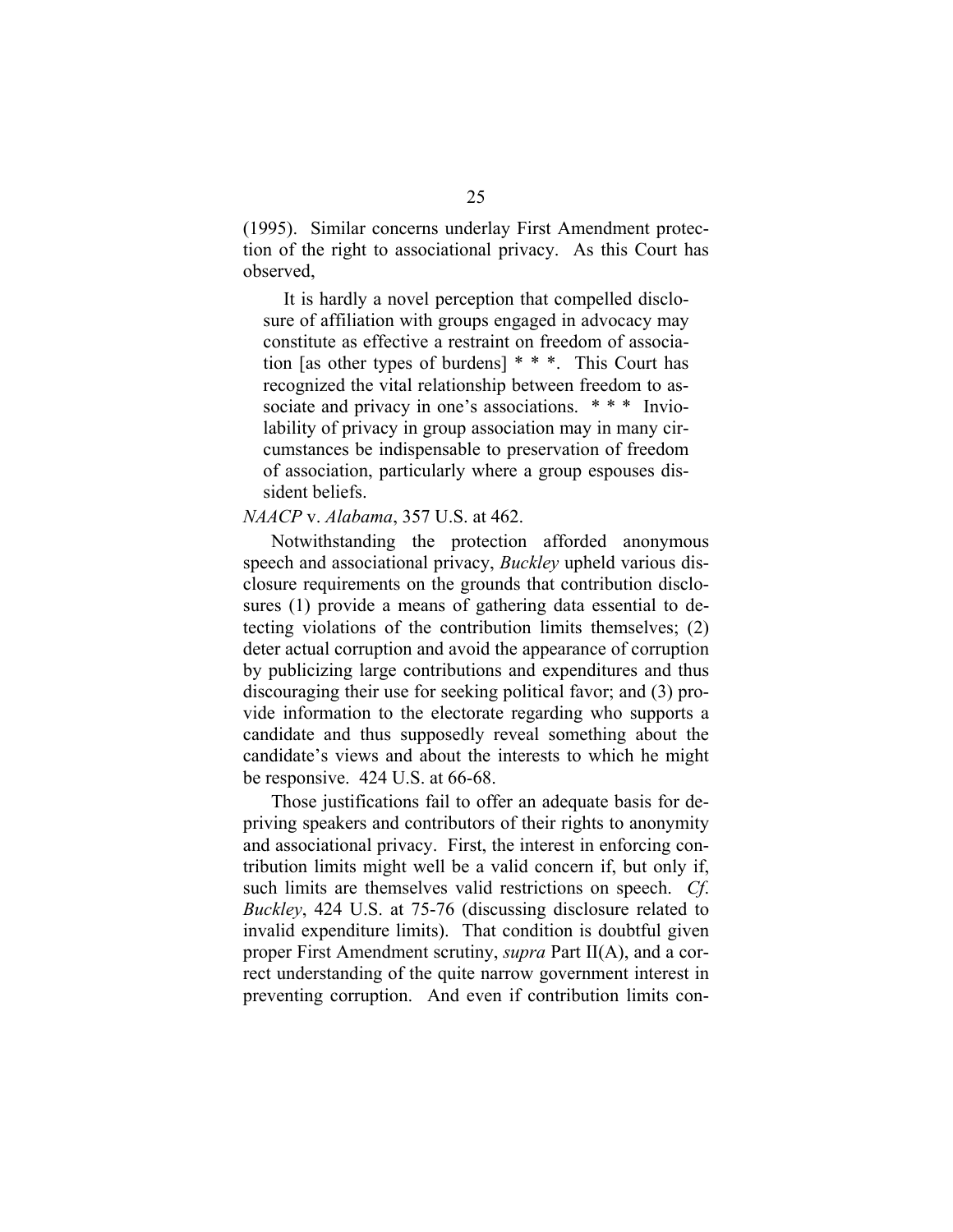(1995). Similar concerns underlay First Amendment protection of the right to associational privacy. As this Court has observed,

> It is hardly a novel perception that compelled disclosure of affiliation with groups engaged in advocacy may constitute as effective a restraint on freedom of association [as other types of burdens] * * *. This Court has recognized the vital relationship between freedom to associate and privacy in one's associations. * * * Inviolability of privacy in group association may in many circumstances be indispensable to preservation of freedom of association, particularly where a group espouses dissident beliefs.

*NAACP* v. *Alabama*, 357 U.S. at 462.

Notwithstanding the protection afforded anonymous speech and associational privacy, *Buckley* upheld various disclosure requirements on the grounds that contribution disclosures (1) provide a means of gathering data essential to detecting violations of the contribution limits themselves; (2) deter actual corruption and avoid the appearance of corruption by publicizing large contributions and expenditures and thus discouraging their use for seeking political favor; and (3) provide information to the electorate regarding who supports a candidate and thus supposedly reveal something about the candidate's views and about the interests to which he might be responsive. 424 U.S. at 66-68.

Those justifications fail to offer an adequate basis for depriving speakers and contributors of their rights to anonymity and associational privacy. First, the interest in enforcing contribution limits might well be a valid concern if, but only if, such limits are themselves valid restrictions on speech. *Cf*. *Buckley*, 424 U.S. at 75-76 (discussing disclosure related to invalid expenditure limits). That condition is doubtful given proper First Amendment scrutiny, *supra* Part II(A), and a correct understanding of the quite narrow government interest in preventing corruption. And even if contribution limits con-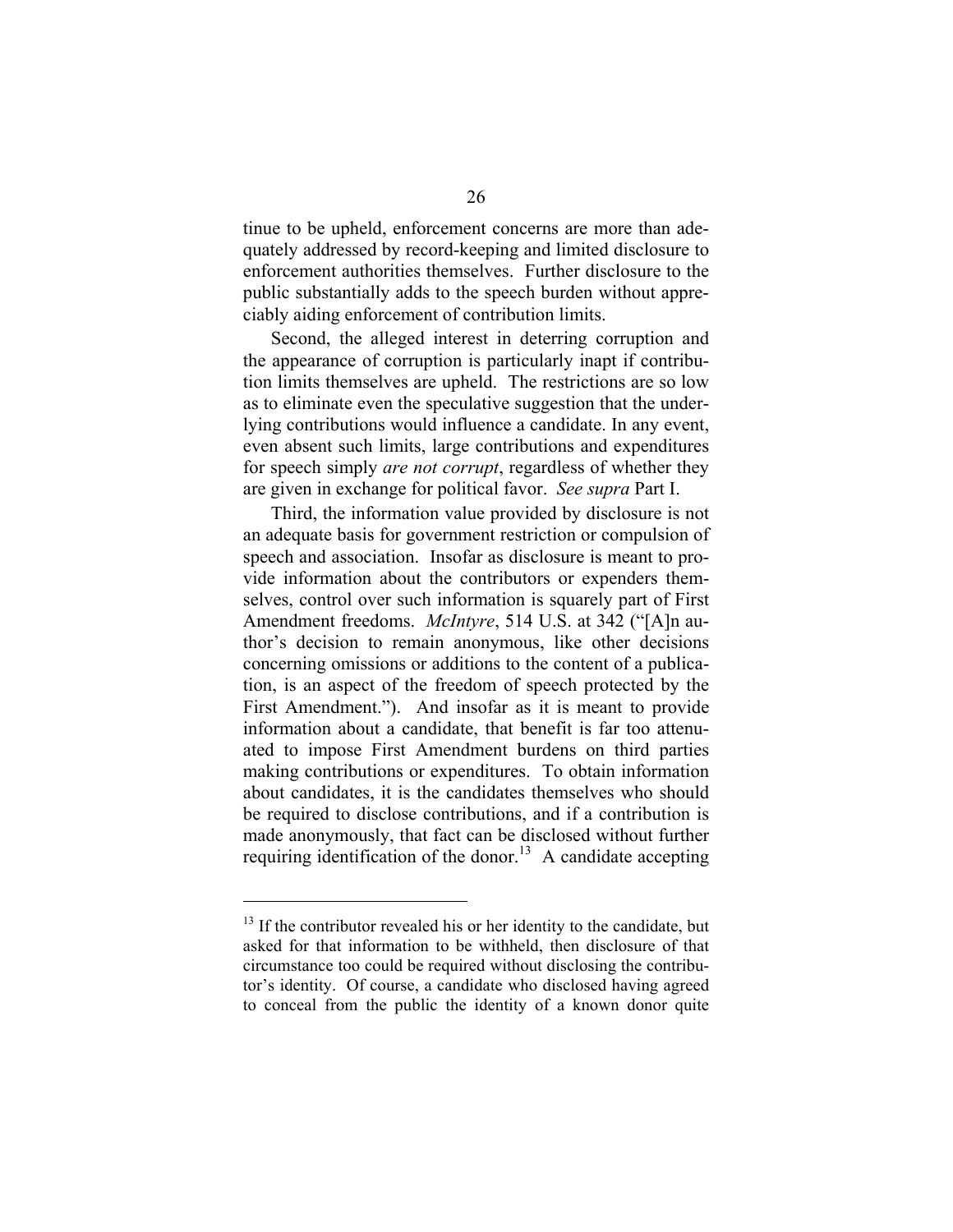tinue to be upheld, enforcement concerns are more than adequately addressed by record-keeping and limited disclosure to enforcement authorities themselves. Further disclosure to the public substantially adds to the speech burden without appreciably aiding enforcement of contribution limits.

Second, the alleged interest in deterring corruption and the appearance of corruption is particularly inapt if contribution limits themselves are upheld. The restrictions are so low as to eliminate even the speculative suggestion that the underlying contributions would influence a candidate. In any event, even absent such limits, large contributions and expenditures for speech simply *are not corrupt*, regardless of whether they are given in exchange for political favor. *See supra* Part I.

Third, the information value provided by disclosure is not an adequate basis for government restriction or compulsion of speech and association. Insofar as disclosure is meant to provide information about the contributors or expenders themselves, control over such information is squarely part of First Amendment freedoms. *McIntyre*, 514 U.S. at 342 ("[A]n author's decision to remain anonymous, like other decisions concerning omissions or additions to the content of a publication, is an aspect of the freedom of speech protected by the First Amendment."). And insofar as it is meant to provide information about a candidate, that benefit is far too attenuated to impose First Amendment burdens on third parties making contributions or expenditures. To obtain information about candidates, it is the candidates themselves who should be required to disclose contributions, and if a contribution is made anonymously, that fact can be disclosed without further requiring identification of the donor.[13] A candidate accepting

---

[13] If the contributor revealed his or her identity to the candidate, but asked for that information to be withheld, then disclosure of that circumstance too could be required without disclosing the contributor's identity. Of course, a candidate who disclosed having agreed to conceal from the public the identity of a known donor quite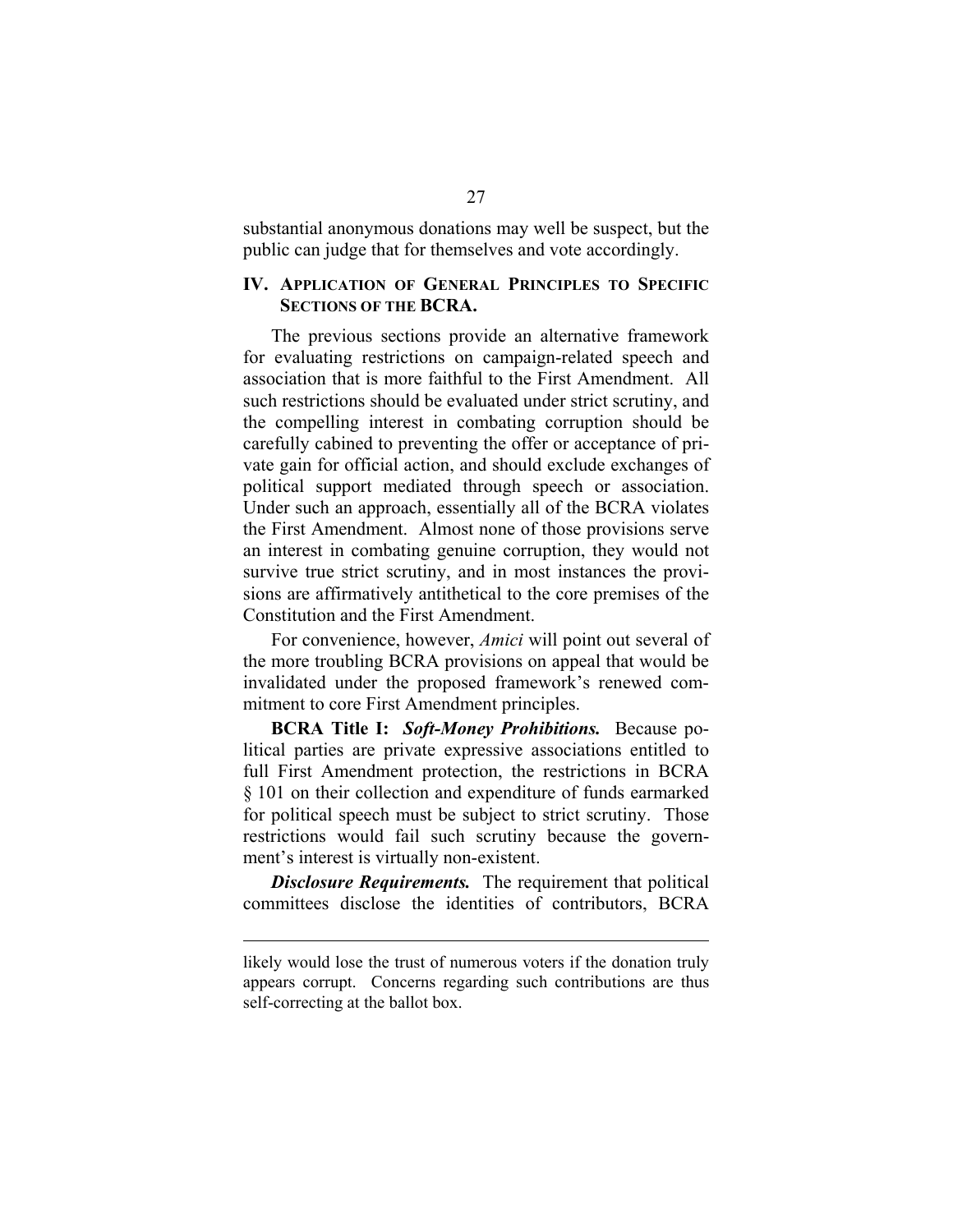substantial anonymous donations may well be suspect, but the public can judge that for themselves and vote accordingly.

## IV. APPLICATION OF GENERAL PRINCIPLES TO SPECIFIC SECTIONS OF THE BCRA.

The previous sections provide an alternative framework for evaluating restrictions on campaign-related speech and association that is more faithful to the First Amendment. All such restrictions should be evaluated under strict scrutiny, and the compelling interest in combating corruption should be carefully cabined to preventing the offer or acceptance of private gain for official action, and should exclude exchanges of political support mediated through speech or association. Under such an approach, essentially all of the BCRA violates the First Amendment. Almost none of those provisions serve an interest in combating genuine corruption, they would not survive true strict scrutiny, and in most instances the provisions are affirmatively antithetical to the core premises of the Constitution and the First Amendment.

For convenience, however, *Amici* will point out several of the more troubling BCRA provisions on appeal that would be invalidated under the proposed framework's renewed commitment to core First Amendment principles.

**BCRA Title I:** ***Soft-Money Prohibitions.*** Because political parties are private expressive associations entitled to full First Amendment protection, the restrictions in BCRA § 101 on their collection and expenditure of funds earmarked for political speech must be subject to strict scrutiny. Those restrictions would fail such scrutiny because the government's interest is virtually non-existent.

***Disclosure Requirements.*** The requirement that political committees disclose the identities of contributors, BCRA

---

likely would lose the trust of numerous voters if the donation truly appears corrupt. Concerns regarding such contributions are thus self-correcting at the ballot box.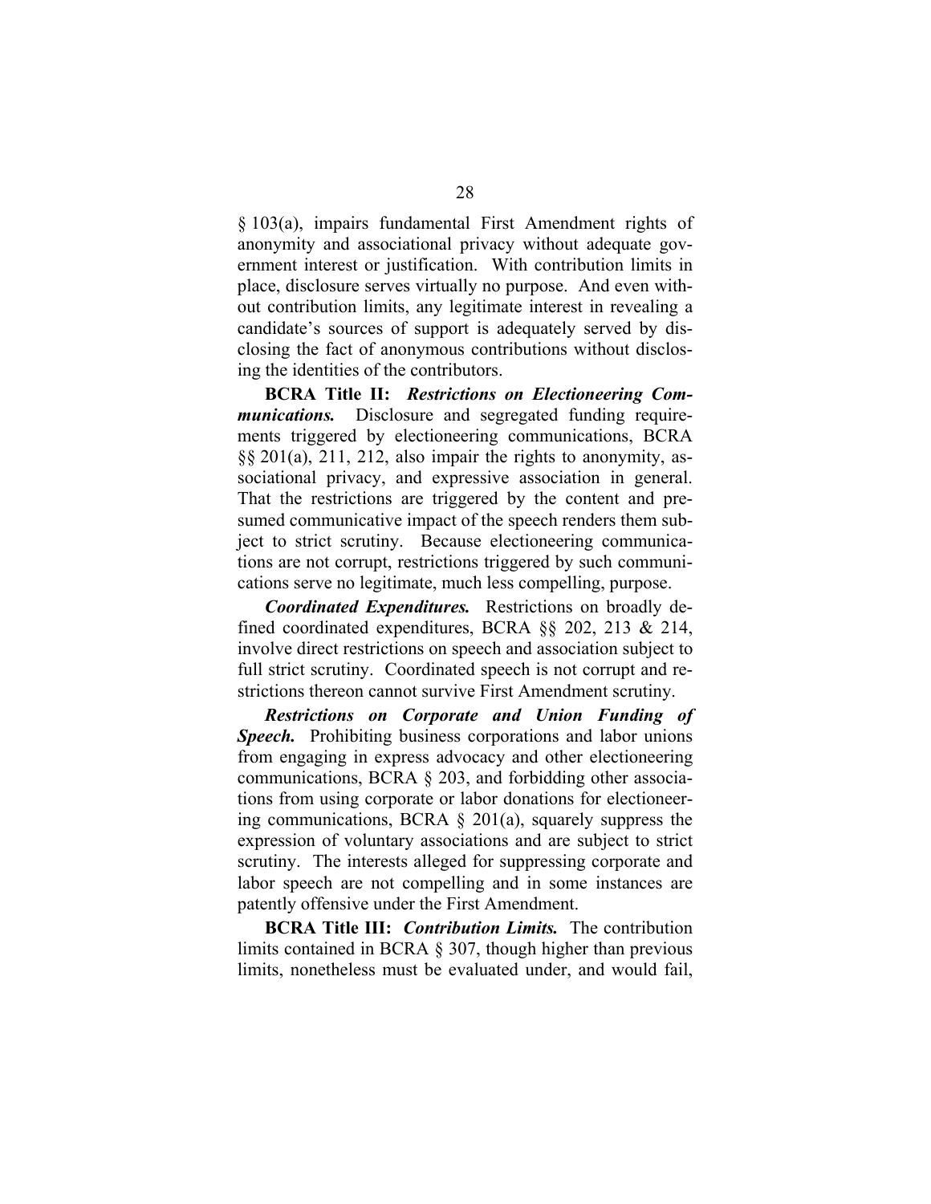§ 103(a), impairs fundamental First Amendment rights of anonymity and associational privacy without adequate government interest or justification. With contribution limits in place, disclosure serves virtually no purpose. And even without contribution limits, any legitimate interest in revealing a candidate's sources of support is adequately served by disclosing the fact of anonymous contributions without disclosing the identities of the contributors.

**BCRA Title II:** ***Restrictions on Electioneering Communications.*** Disclosure and segregated funding requirements triggered by electioneering communications, BCRA §§ 201(a), 211, 212, also impair the rights to anonymity, associational privacy, and expressive association in general. That the restrictions are triggered by the content and presumed communicative impact of the speech renders them subject to strict scrutiny. Because electioneering communications are not corrupt, restrictions triggered by such communications serve no legitimate, much less compelling, purpose.

***Coordinated Expenditures.*** Restrictions on broadly defined coordinated expenditures, BCRA §§ 202, 213 & 214, involve direct restrictions on speech and association subject to full strict scrutiny. Coordinated speech is not corrupt and restrictions thereon cannot survive First Amendment scrutiny.

***Restrictions on Corporate and Union Funding of Speech.*** Prohibiting business corporations and labor unions from engaging in express advocacy and other electioneering communications, BCRA § 203, and forbidding other associations from using corporate or labor donations for electioneering communications, BCRA § 201(a), squarely suppress the expression of voluntary associations and are subject to strict scrutiny. The interests alleged for suppressing corporate and labor speech are not compelling and in some instances are patently offensive under the First Amendment.

**BCRA Title III:** ***Contribution Limits.*** The contribution limits contained in BCRA § 307, though higher than previous limits, nonetheless must be evaluated under, and would fail,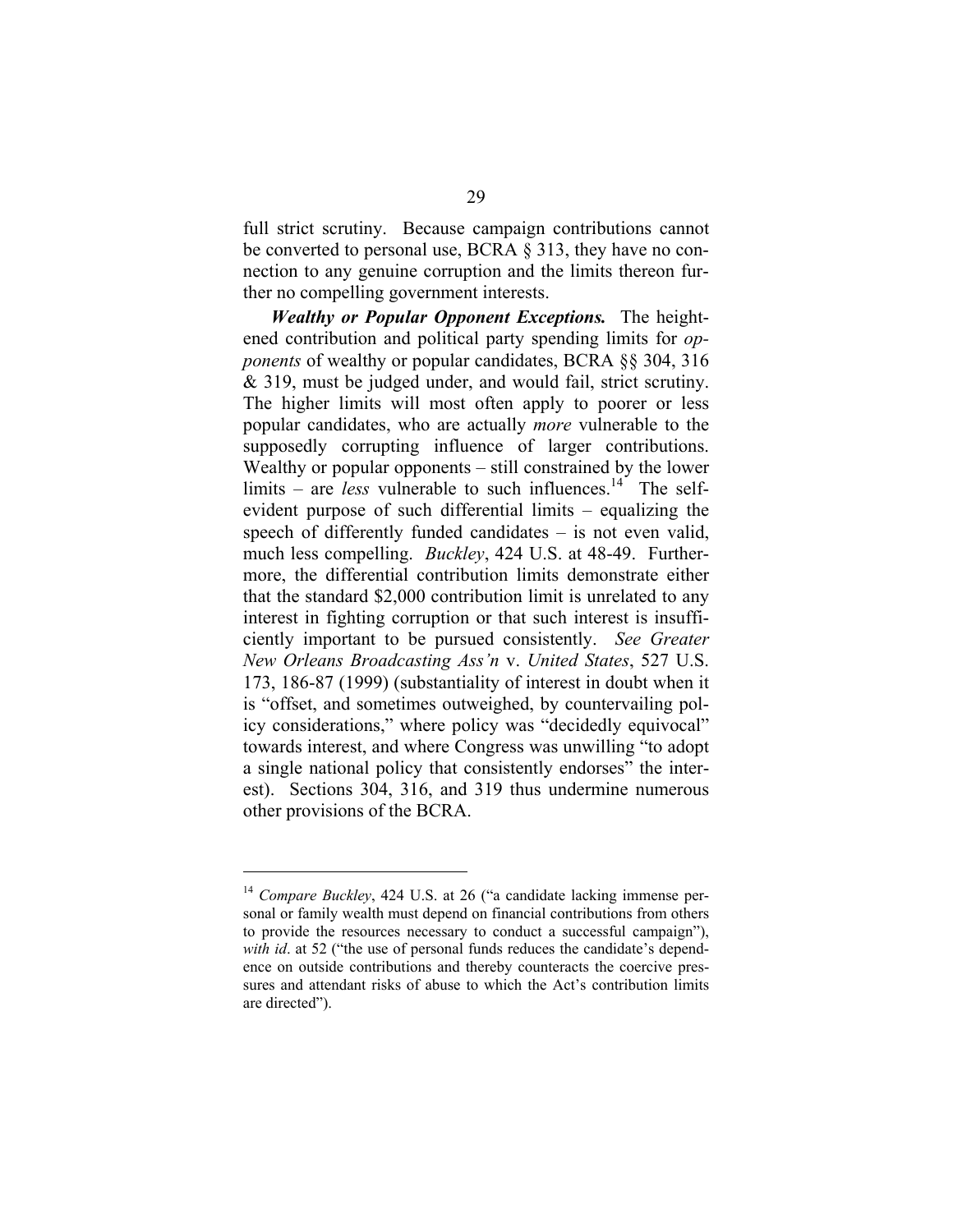full strict scrutiny. Because campaign contributions cannot be converted to personal use, BCRA § 313, they have no connection to any genuine corruption and the limits thereon further no compelling government interests.

***Wealthy or Popular Opponent Exceptions.*** The heightened contribution and political party spending limits for *opponents* of wealthy or popular candidates, BCRA §§ 304, 316 & 319, must be judged under, and would fail, strict scrutiny. The higher limits will most often apply to poorer or less popular candidates, who are actually *more* vulnerable to the supposedly corrupting influence of larger contributions. Wealthy or popular opponents – still constrained by the lower limits – are *less* vulnerable to such influences.[14] The self-evident purpose of such differential limits – equalizing the speech of differently funded candidates – is not even valid, much less compelling. *Buckley*, 424 U.S. at 48-49. Furthermore, the differential contribution limits demonstrate either that the standard $2,000 contribution limit is unrelated to any interest in fighting corruption or that such interest is insufficiently important to be pursued consistently. *See Greater New Orleans Broadcasting Ass'n* v. *United States*, 527 U.S. 173, 186-87 (1999) (substantiality of interest in doubt when it is "offset, and sometimes outweighed, by countervailing policy considerations," where policy was "decidedly equivocal" towards interest, and where Congress was unwilling "to adopt a single national policy that consistently endorses" the interest). Sections 304, 316, and 319 thus undermine numerous other provisions of the BCRA.

---

[14] *Compare Buckley*, 424 U.S. at 26 ("a candidate lacking immense personal or family wealth must depend on financial contributions from others to provide the resources necessary to conduct a successful campaign"), *with id*. at 52 ("the use of personal funds reduces the candidate's dependence on outside contributions and thereby counteracts the coercive pressures and attendant risks of abuse to which the Act's contribution limits are directed").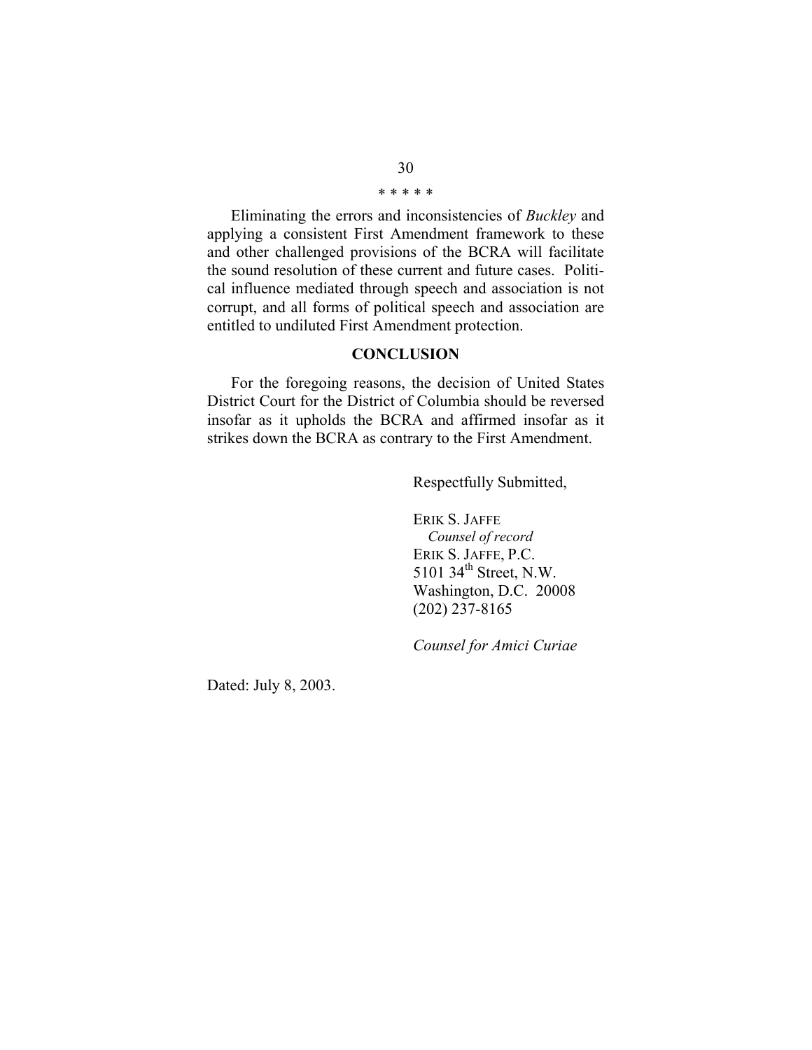\* \* \* \* \*

Eliminating the errors and inconsistencies of *Buckley* and applying a consistent First Amendment framework to these and other challenged provisions of the BCRA will facilitate the sound resolution of these current and future cases. Political influence mediated through speech and association is not corrupt, and all forms of political speech and association are entitled to undiluted First Amendment protection.

## CONCLUSION

For the foregoing reasons, the decision of United States District Court for the District of Columbia should be reversed insofar as it upholds the BCRA and affirmed insofar as it strikes down the BCRA as contrary to the First Amendment.

Respectfully Submitted,

ERIK S. JAFFE
*Counsel of record*
ERIK S. JAFFE, P.C.
5101 34th Street, N.W.
Washington, D.C. 20008
(202) 237-8165

*Counsel for Amici Curiae*

Dated: July 8, 2003.